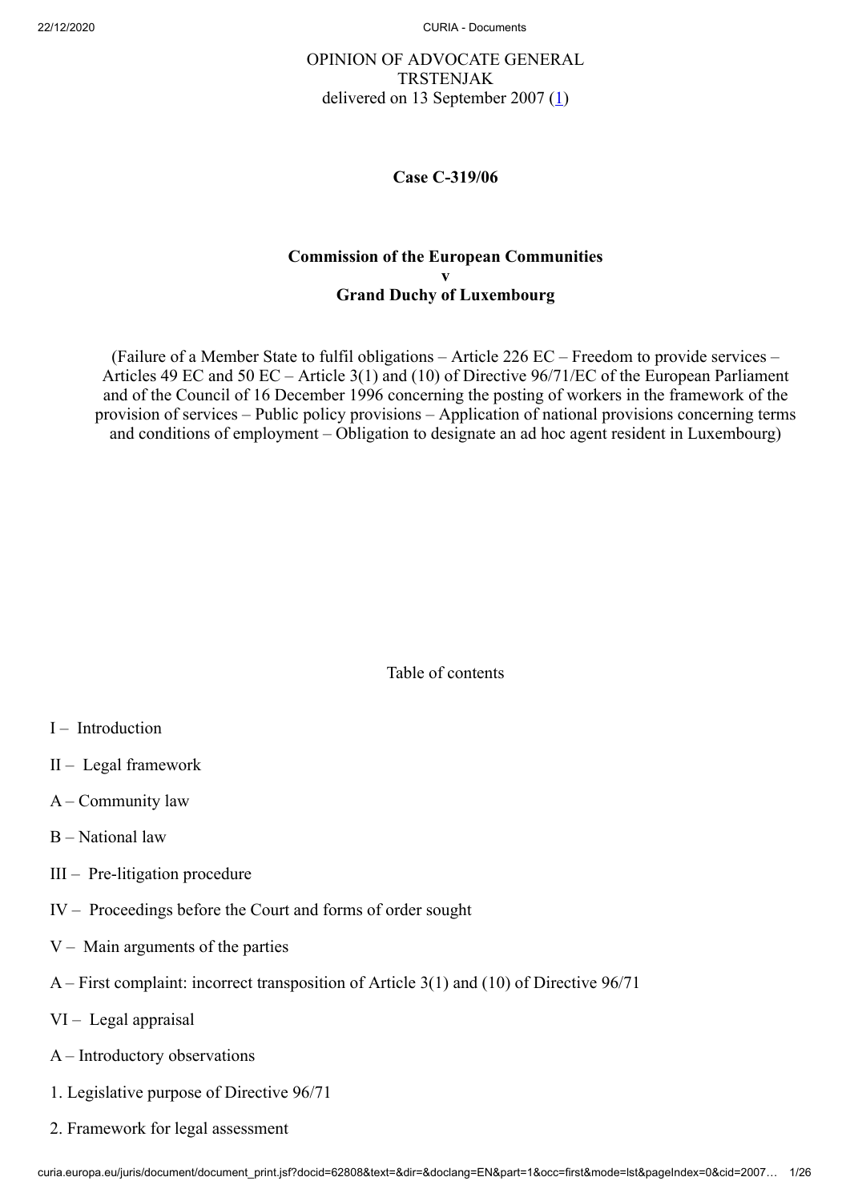OPINION OF ADVOCATE GENERAL
TRSTENJAK
delivered on 13 September 2007 (1)

**Case C-319/06**

**Commission of the European Communities**
**v**
**Grand Duchy of Luxembourg**

(Failure of a Member State to fulfil obligations – Article 226 EC – Freedom to provide services – Articles 49 EC and 50 EC – Article 3(1) and (10) of Directive 96/71/EC of the European Parliament and of the Council of 16 December 1996 concerning the posting of workers in the framework of the provision of services – Public policy provisions – Application of national provisions concerning terms and conditions of employment – Obligation to designate an ad hoc agent resident in Luxembourg)

Table of contents

I – Introduction

II – Legal framework

A – Community law

B – National law

III – Pre-litigation procedure

IV – Proceedings before the Court and forms of order sought

V – Main arguments of the parties

A – First complaint: incorrect transposition of Article 3(1) and (10) of Directive 96/71

VI – Legal appraisal

A – Introductory observations

1. Legislative purpose of Directive 96/71

2. Framework for legal assessment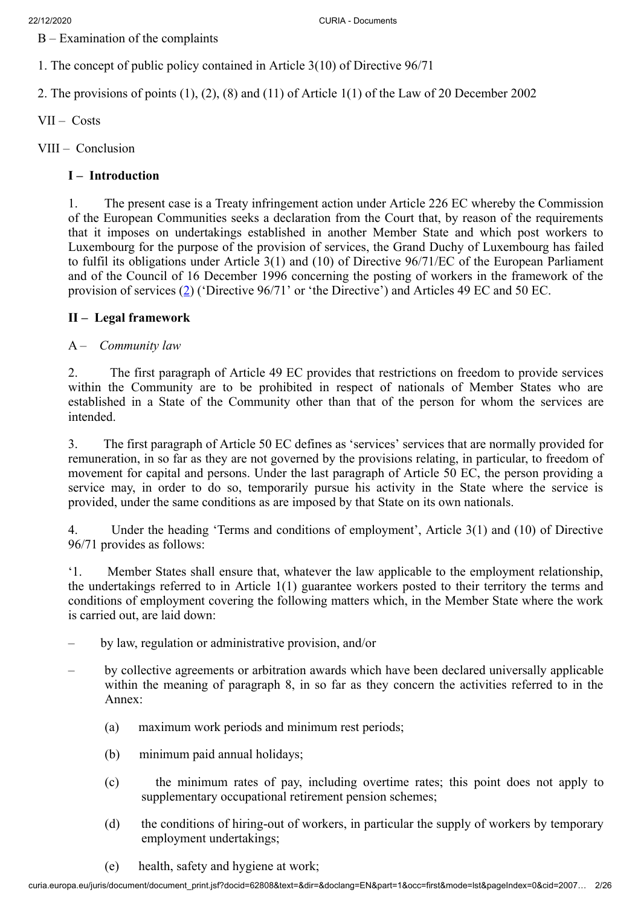B – Examination of the complaints

1. The concept of public policy contained in Article 3(10) of Directive 96/71

2. The provisions of points (1), (2), (8) and (11) of Article 1(1) of the Law of 20 December 2002

VII – Costs

VIII – Conclusion

## I – Introduction

1. The present case is a Treaty infringement action under Article 226 EC whereby the Commission of the European Communities seeks a declaration from the Court that, by reason of the requirements that it imposes on undertakings established in another Member State and which post workers to Luxembourg for the purpose of the provision of services, the Grand Duchy of Luxembourg has failed to fulfil its obligations under Article 3(1) and (10) of Directive 96/71/EC of the European Parliament and of the Council of 16 December 1996 concerning the posting of workers in the framework of the provision of services ([2]) ('Directive 96/71' or 'the Directive') and Articles 49 EC and 50 EC.

## II – Legal framework

### A – *Community law*

2. The first paragraph of Article 49 EC provides that restrictions on freedom to provide services within the Community are to be prohibited in respect of nationals of Member States who are established in a State of the Community other than that of the person for whom the services are intended.

3. The first paragraph of Article 50 EC defines as 'services' services that are normally provided for remuneration, in so far as they are not governed by the provisions relating, in particular, to freedom of movement for capital and persons. Under the last paragraph of Article 50 EC, the person providing a service may, in order to do so, temporarily pursue his activity in the State where the service is provided, under the same conditions as are imposed by that State on its own nationals.

4. Under the heading 'Terms and conditions of employment', Article 3(1) and (10) of Directive 96/71 provides as follows:

'1. Member States shall ensure that, whatever the law applicable to the employment relationship, the undertakings referred to in Article 1(1) guarantee workers posted to their territory the terms and conditions of employment covering the following matters which, in the Member State where the work is carried out, are laid down:

– by law, regulation or administrative provision, and/or

– by collective agreements or arbitration awards which have been declared universally applicable within the meaning of paragraph 8, in so far as they concern the activities referred to in the Annex:

(a) maximum work periods and minimum rest periods;

(b) minimum paid annual holidays;

(c) the minimum rates of pay, including overtime rates; this point does not apply to supplementary occupational retirement pension schemes;

(d) the conditions of hiring-out of workers, in particular the supply of workers by temporary employment undertakings;

(e) health, safety and hygiene at work;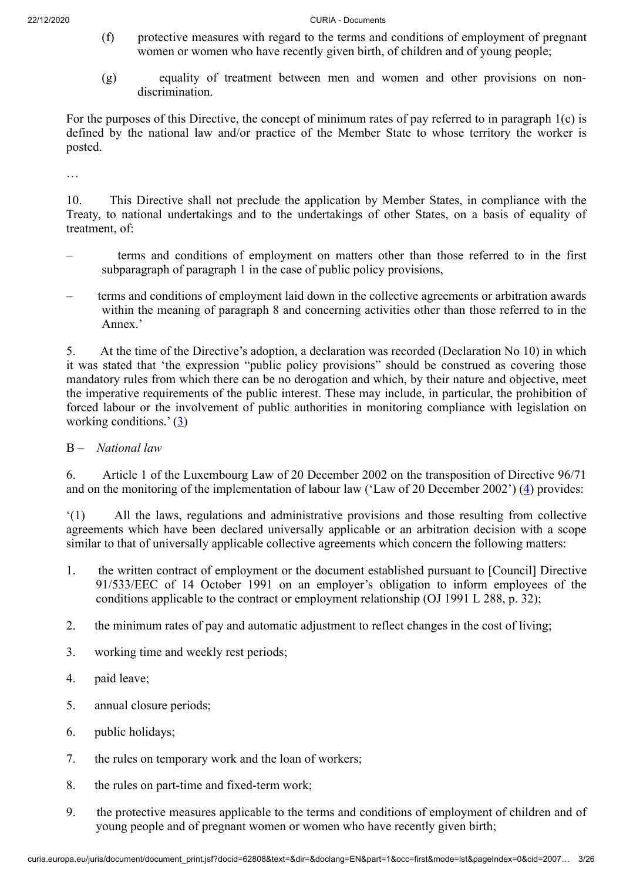(f) protective measures with regard to the terms and conditions of employment of pregnant women or women who have recently given birth, of children and of young people;

(g) equality of treatment between men and women and other provisions on non-discrimination.

For the purposes of this Directive, the concept of minimum rates of pay referred to in paragraph 1(c) is defined by the national law and/or practice of the Member State to whose territory the worker is posted.

…

10. This Directive shall not preclude the application by Member States, in compliance with the Treaty, to national undertakings and to the undertakings of other States, on a basis of equality of treatment, of:

– terms and conditions of employment on matters other than those referred to in the first subparagraph of paragraph 1 in the case of public policy provisions,

– terms and conditions of employment laid down in the collective agreements or arbitration awards within the meaning of paragraph 8 and concerning activities other than those referred to in the Annex.'

5. At the time of the Directive's adoption, a declaration was recorded (Declaration No 10) in which it was stated that 'the expression "public policy provisions" should be construed as covering those mandatory rules from which there can be no derogation and which, by their nature and objective, meet the imperative requirements of the public interest. These may include, in particular, the prohibition of forced labour or the involvement of public authorities in monitoring compliance with legislation on working conditions.' (3)

B – *National law*

6. Article 1 of the Luxembourg Law of 20 December 2002 on the transposition of Directive 96/71 and on the monitoring of the implementation of labour law ('Law of 20 December 2002') (4) provides:

'(1) All the laws, regulations and administrative provisions and those resulting from collective agreements which have been declared universally applicable or an arbitration decision with a scope similar to that of universally applicable collective agreements which concern the following matters:

1. the written contract of employment or the document established pursuant to [Council] Directive 91/533/EEC of 14 October 1991 on an employer's obligation to inform employees of the conditions applicable to the contract or employment relationship (OJ 1991 L 288, p. 32);

2. the minimum rates of pay and automatic adjustment to reflect changes in the cost of living;

3. working time and weekly rest periods;

4. paid leave;

5. annual closure periods;

6. public holidays;

7. the rules on temporary work and the loan of workers;

8. the rules on part-time and fixed-term work;

9. the protective measures applicable to the terms and conditions of employment of children and of young people and of pregnant women or women who have recently given birth;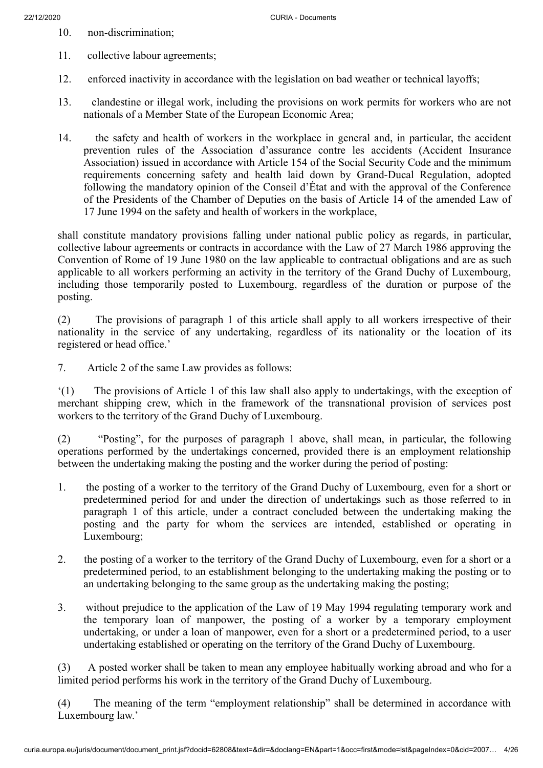10. non-discrimination;

11. collective labour agreements;

12. enforced inactivity in accordance with the legislation on bad weather or technical layoffs;

13. clandestine or illegal work, including the provisions on work permits for workers who are not nationals of a Member State of the European Economic Area;

14. the safety and health of workers in the workplace in general and, in particular, the accident prevention rules of the Association d'assurance contre les accidents (Accident Insurance Association) issued in accordance with Article 154 of the Social Security Code and the minimum requirements concerning safety and health laid down by Grand-Ducal Regulation, adopted following the mandatory opinion of the Conseil d'État and with the approval of the Conference of the Presidents of the Chamber of Deputies on the basis of Article 14 of the amended Law of 17 June 1994 on the safety and health of workers in the workplace,

shall constitute mandatory provisions falling under national public policy as regards, in particular, collective labour agreements or contracts in accordance with the Law of 27 March 1986 approving the Convention of Rome of 19 June 1980 on the law applicable to contractual obligations and are as such applicable to all workers performing an activity in the territory of the Grand Duchy of Luxembourg, including those temporarily posted to Luxembourg, regardless of the duration or purpose of the posting.

(2) The provisions of paragraph 1 of this article shall apply to all workers irrespective of their nationality in the service of any undertaking, regardless of its nationality or the location of its registered or head office.'

7. Article 2 of the same Law provides as follows:

'(1) The provisions of Article 1 of this law shall also apply to undertakings, with the exception of merchant shipping crew, which in the framework of the transnational provision of services post workers to the territory of the Grand Duchy of Luxembourg.

(2) "Posting", for the purposes of paragraph 1 above, shall mean, in particular, the following operations performed by the undertakings concerned, provided there is an employment relationship between the undertaking making the posting and the worker during the period of posting:

1. the posting of a worker to the territory of the Grand Duchy of Luxembourg, even for a short or predetermined period for and under the direction of undertakings such as those referred to in paragraph 1 of this article, under a contract concluded between the undertaking making the posting and the party for whom the services are intended, established or operating in Luxembourg;

2. the posting of a worker to the territory of the Grand Duchy of Luxembourg, even for a short or a predetermined period, to an establishment belonging to the undertaking making the posting or to an undertaking belonging to the same group as the undertaking making the posting;

3. without prejudice to the application of the Law of 19 May 1994 regulating temporary work and the temporary loan of manpower, the posting of a worker by a temporary employment undertaking, or under a loan of manpower, even for a short or a predetermined period, to a user undertaking established or operating on the territory of the Grand Duchy of Luxembourg.

(3) A posted worker shall be taken to mean any employee habitually working abroad and who for a limited period performs his work in the territory of the Grand Duchy of Luxembourg.

(4) The meaning of the term "employment relationship" shall be determined in accordance with Luxembourg law.'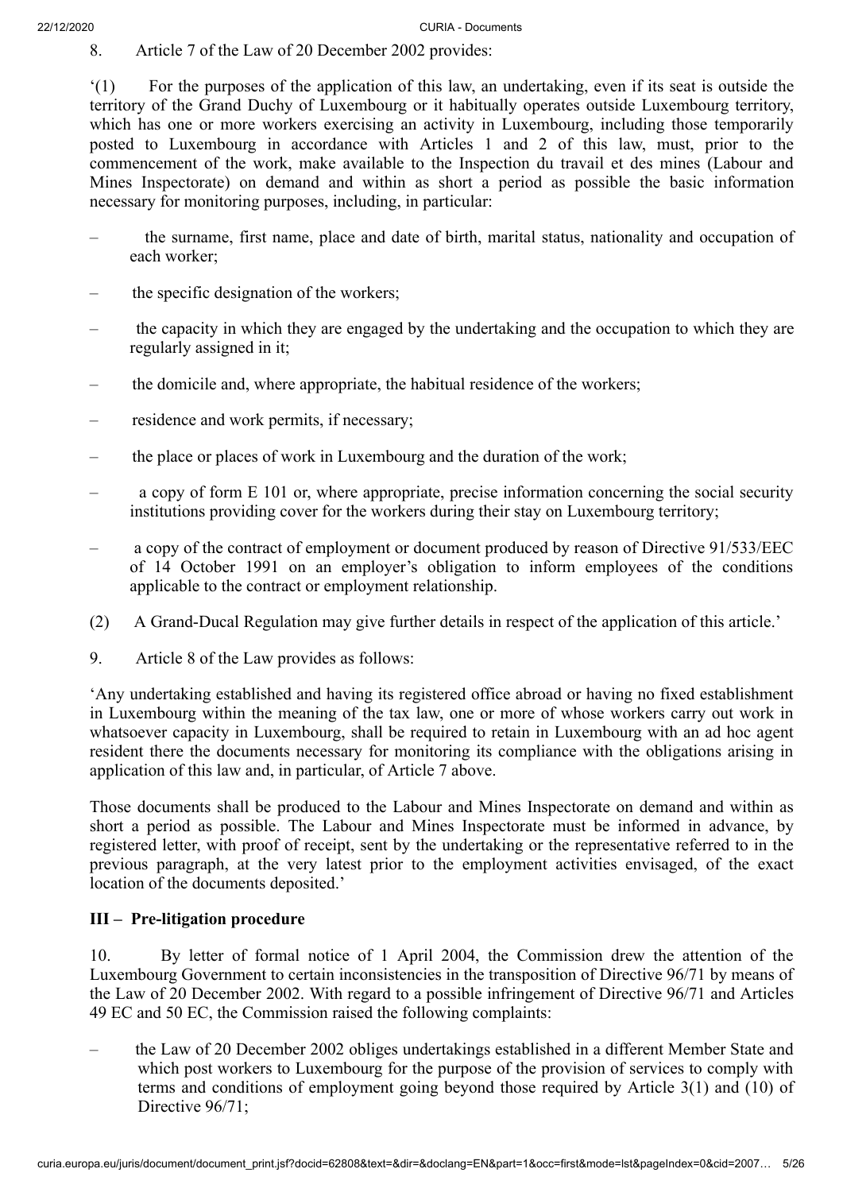8. Article 7 of the Law of 20 December 2002 provides:

'(1) For the purposes of the application of this law, an undertaking, even if its seat is outside the territory of the Grand Duchy of Luxembourg or it habitually operates outside Luxembourg territory, which has one or more workers exercising an activity in Luxembourg, including those temporarily posted to Luxembourg in accordance with Articles 1 and 2 of this law, must, prior to the commencement of the work, make available to the Inspection du travail et des mines (Labour and Mines Inspectorate) on demand and within as short a period as possible the basic information necessary for monitoring purposes, including, in particular:

- the surname, first name, place and date of birth, marital status, nationality and occupation of each worker;
- the specific designation of the workers;
- the capacity in which they are engaged by the undertaking and the occupation to which they are regularly assigned in it;
- the domicile and, where appropriate, the habitual residence of the workers;
- residence and work permits, if necessary;
- the place or places of work in Luxembourg and the duration of the work;
- a copy of form E 101 or, where appropriate, precise information concerning the social security institutions providing cover for the workers during their stay on Luxembourg territory;
- a copy of the contract of employment or document produced by reason of Directive 91/533/EEC of 14 October 1991 on an employer's obligation to inform employees of the conditions applicable to the contract or employment relationship.

(2) A Grand-Ducal Regulation may give further details in respect of the application of this article.'

9. Article 8 of the Law provides as follows:

'Any undertaking established and having its registered office abroad or having no fixed establishment in Luxembourg within the meaning of the tax law, one or more of whose workers carry out work in whatsoever capacity in Luxembourg, shall be required to retain in Luxembourg with an ad hoc agent resident there the documents necessary for monitoring its compliance with the obligations arising in application of this law and, in particular, of Article 7 above.

Those documents shall be produced to the Labour and Mines Inspectorate on demand and within as short a period as possible. The Labour and Mines Inspectorate must be informed in advance, by registered letter, with proof of receipt, sent by the undertaking or the representative referred to in the previous paragraph, at the very latest prior to the employment activities envisaged, of the exact location of the documents deposited.'

## III – Pre-litigation procedure

10. By letter of formal notice of 1 April 2004, the Commission drew the attention of the Luxembourg Government to certain inconsistencies in the transposition of Directive 96/71 by means of the Law of 20 December 2002. With regard to a possible infringement of Directive 96/71 and Articles 49 EC and 50 EC, the Commission raised the following complaints:

- the Law of 20 December 2002 obliges undertakings established in a different Member State and which post workers to Luxembourg for the purpose of the provision of services to comply with terms and conditions of employment going beyond those required by Article 3(1) and (10) of Directive 96/71;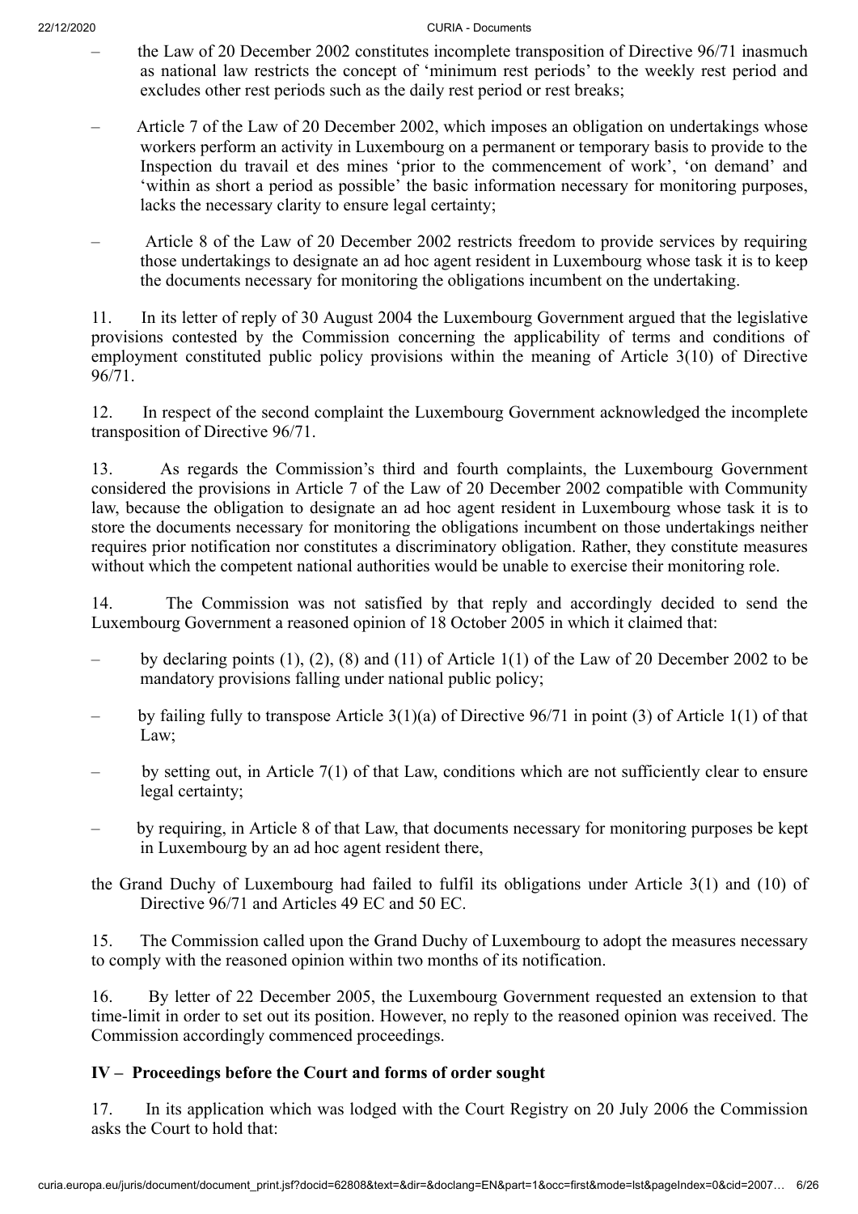– the Law of 20 December 2002 constitutes incomplete transposition of Directive 96/71 inasmuch as national law restricts the concept of 'minimum rest periods' to the weekly rest period and excludes other rest periods such as the daily rest period or rest breaks;

– Article 7 of the Law of 20 December 2002, which imposes an obligation on undertakings whose workers perform an activity in Luxembourg on a permanent or temporary basis to provide to the Inspection du travail et des mines 'prior to the commencement of work', 'on demand' and 'within as short a period as possible' the basic information necessary for monitoring purposes, lacks the necessary clarity to ensure legal certainty;

– Article 8 of the Law of 20 December 2002 restricts freedom to provide services by requiring those undertakings to designate an ad hoc agent resident in Luxembourg whose task it is to keep the documents necessary for monitoring the obligations incumbent on the undertaking.

11. In its letter of reply of 30 August 2004 the Luxembourg Government argued that the legislative provisions contested by the Commission concerning the applicability of terms and conditions of employment constituted public policy provisions within the meaning of Article 3(10) of Directive 96/71.

12. In respect of the second complaint the Luxembourg Government acknowledged the incomplete transposition of Directive 96/71.

13. As regards the Commission's third and fourth complaints, the Luxembourg Government considered the provisions in Article 7 of the Law of 20 December 2002 compatible with Community law, because the obligation to designate an ad hoc agent resident in Luxembourg whose task it is to store the documents necessary for monitoring the obligations incumbent on those undertakings neither requires prior notification nor constitutes a discriminatory obligation. Rather, they constitute measures without which the competent national authorities would be unable to exercise their monitoring role.

14. The Commission was not satisfied by that reply and accordingly decided to send the Luxembourg Government a reasoned opinion of 18 October 2005 in which it claimed that:

– by declaring points (1), (2), (8) and (11) of Article 1(1) of the Law of 20 December 2002 to be mandatory provisions falling under national public policy;

– by failing fully to transpose Article 3(1)(a) of Directive 96/71 in point (3) of Article 1(1) of that Law;

– by setting out, in Article 7(1) of that Law, conditions which are not sufficiently clear to ensure legal certainty;

– by requiring, in Article 8 of that Law, that documents necessary for monitoring purposes be kept in Luxembourg by an ad hoc agent resident there,

the Grand Duchy of Luxembourg had failed to fulfil its obligations under Article 3(1) and (10) of Directive 96/71 and Articles 49 EC and 50 EC.

15. The Commission called upon the Grand Duchy of Luxembourg to adopt the measures necessary to comply with the reasoned opinion within two months of its notification.

16. By letter of 22 December 2005, the Luxembourg Government requested an extension to that time-limit in order to set out its position. However, no reply to the reasoned opinion was received. The Commission accordingly commenced proceedings.

## IV – Proceedings before the Court and forms of order sought

17. In its application which was lodged with the Court Registry on 20 July 2006 the Commission asks the Court to hold that: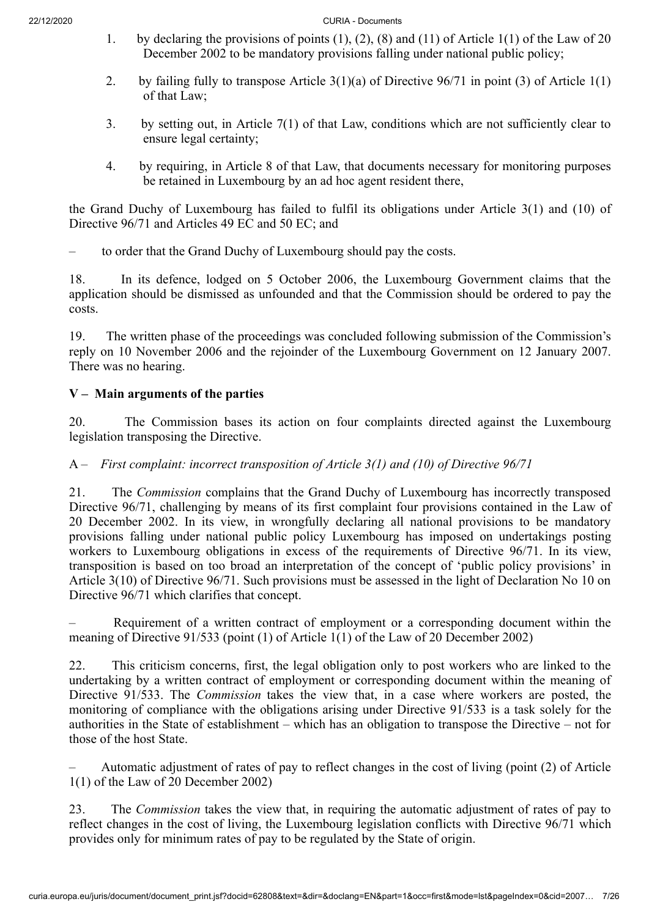1. by declaring the provisions of points (1), (2), (8) and (11) of Article 1(1) of the Law of 20 December 2002 to be mandatory provisions falling under national public policy;

2. by failing fully to transpose Article 3(1)(a) of Directive 96/71 in point (3) of Article 1(1) of that Law;

3. by setting out, in Article 7(1) of that Law, conditions which are not sufficiently clear to ensure legal certainty;

4. by requiring, in Article 8 of that Law, that documents necessary for monitoring purposes be retained in Luxembourg by an ad hoc agent resident there,

the Grand Duchy of Luxembourg has failed to fulfil its obligations under Article 3(1) and (10) of Directive 96/71 and Articles 49 EC and 50 EC; and

– to order that the Grand Duchy of Luxembourg should pay the costs.

18. In its defence, lodged on 5 October 2006, the Luxembourg Government claims that the application should be dismissed as unfounded and that the Commission should be ordered to pay the costs.

19. The written phase of the proceedings was concluded following submission of the Commission's reply on 10 November 2006 and the rejoinder of the Luxembourg Government on 12 January 2007. There was no hearing.

## V – Main arguments of the parties

20. The Commission bases its action on four complaints directed against the Luxembourg legislation transposing the Directive.

### A – *First complaint: incorrect transposition of Article 3(1) and (10) of Directive 96/71*

21. The *Commission* complains that the Grand Duchy of Luxembourg has incorrectly transposed Directive 96/71, challenging by means of its first complaint four provisions contained in the Law of 20 December 2002. In its view, in wrongfully declaring all national provisions to be mandatory provisions falling under national public policy Luxembourg has imposed on undertakings posting workers to Luxembourg obligations in excess of the requirements of Directive 96/71. In its view, transposition is based on too broad an interpretation of the concept of 'public policy provisions' in Article 3(10) of Directive 96/71. Such provisions must be assessed in the light of Declaration No 10 on Directive 96/71 which clarifies that concept.

– Requirement of a written contract of employment or a corresponding document within the meaning of Directive 91/533 (point (1) of Article 1(1) of the Law of 20 December 2002)

22. This criticism concerns, first, the legal obligation only to post workers who are linked to the undertaking by a written contract of employment or corresponding document within the meaning of Directive 91/533. The *Commission* takes the view that, in a case where workers are posted, the monitoring of compliance with the obligations arising under Directive 91/533 is a task solely for the authorities in the State of establishment – which has an obligation to transpose the Directive – not for those of the host State.

– Automatic adjustment of rates of pay to reflect changes in the cost of living (point (2) of Article 1(1) of the Law of 20 December 2002)

23. The *Commission* takes the view that, in requiring the automatic adjustment of rates of pay to reflect changes in the cost of living, the Luxembourg legislation conflicts with Directive 96/71 which provides only for minimum rates of pay to be regulated by the State of origin.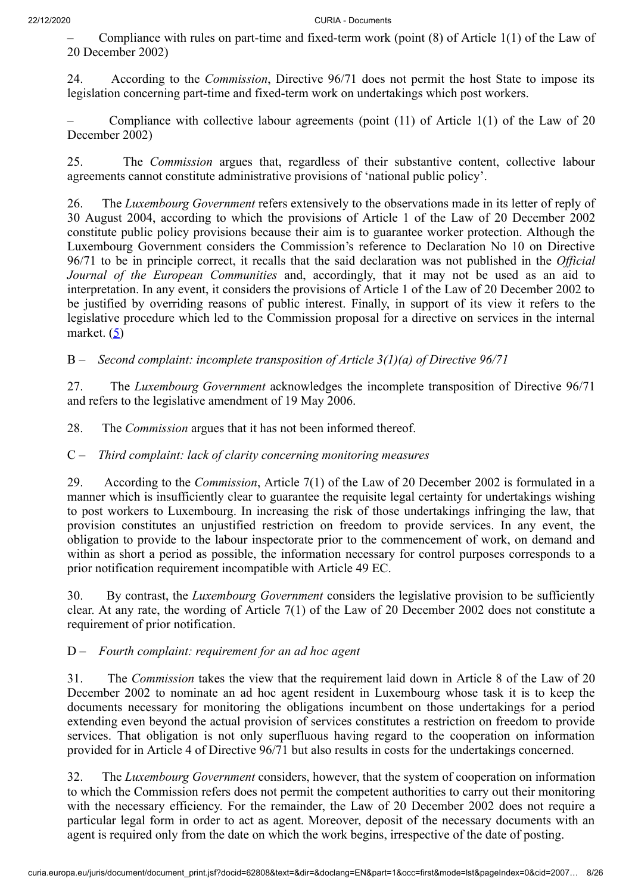– Compliance with rules on part-time and fixed-term work (point (8) of Article 1(1) of the Law of 20 December 2002)

24. According to the *Commission*, Directive 96/71 does not permit the host State to impose its legislation concerning part-time and fixed-term work on undertakings which post workers.

– Compliance with collective labour agreements (point (11) of Article 1(1) of the Law of 20 December 2002)

25. The *Commission* argues that, regardless of their substantive content, collective labour agreements cannot constitute administrative provisions of 'national public policy'.

26. The *Luxembourg Government* refers extensively to the observations made in its letter of reply of 30 August 2004, according to which the provisions of Article 1 of the Law of 20 December 2002 constitute public policy provisions because their aim is to guarantee worker protection. Although the Luxembourg Government considers the Commission's reference to Declaration No 10 on Directive 96/71 to be in principle correct, it recalls that the said declaration was not published in the *Official Journal of the European Communities* and, accordingly, that it may not be used as an aid to interpretation. In any event, it considers the provisions of Article 1 of the Law of 20 December 2002 to be justified by overriding reasons of public interest. Finally, in support of its view it refers to the legislative procedure which led to the Commission proposal for a directive on services in the internal market. (5)

B – *Second complaint: incomplete transposition of Article 3(1)(a) of Directive 96/71*

27. The *Luxembourg Government* acknowledges the incomplete transposition of Directive 96/71 and refers to the legislative amendment of 19 May 2006.

28. The *Commission* argues that it has not been informed thereof.

C – *Third complaint: lack of clarity concerning monitoring measures*

29. According to the *Commission*, Article 7(1) of the Law of 20 December 2002 is formulated in a manner which is insufficiently clear to guarantee the requisite legal certainty for undertakings wishing to post workers to Luxembourg. In increasing the risk of those undertakings infringing the law, that provision constitutes an unjustified restriction on freedom to provide services. In any event, the obligation to provide to the labour inspectorate prior to the commencement of work, on demand and within as short a period as possible, the information necessary for control purposes corresponds to a prior notification requirement incompatible with Article 49 EC.

30. By contrast, the *Luxembourg Government* considers the legislative provision to be sufficiently clear. At any rate, the wording of Article 7(1) of the Law of 20 December 2002 does not constitute a requirement of prior notification.

D – *Fourth complaint: requirement for an ad hoc agent*

31. The *Commission* takes the view that the requirement laid down in Article 8 of the Law of 20 December 2002 to nominate an ad hoc agent resident in Luxembourg whose task it is to keep the documents necessary for monitoring the obligations incumbent on those undertakings for a period extending even beyond the actual provision of services constitutes a restriction on freedom to provide services. That obligation is not only superfluous having regard to the cooperation on information provided for in Article 4 of Directive 96/71 but also results in costs for the undertakings concerned.

32. The *Luxembourg Government* considers, however, that the system of cooperation on information to which the Commission refers does not permit the competent authorities to carry out their monitoring with the necessary efficiency. For the remainder, the Law of 20 December 2002 does not require a particular legal form in order to act as agent. Moreover, deposit of the necessary documents with an agent is required only from the date on which the work begins, irrespective of the date of posting.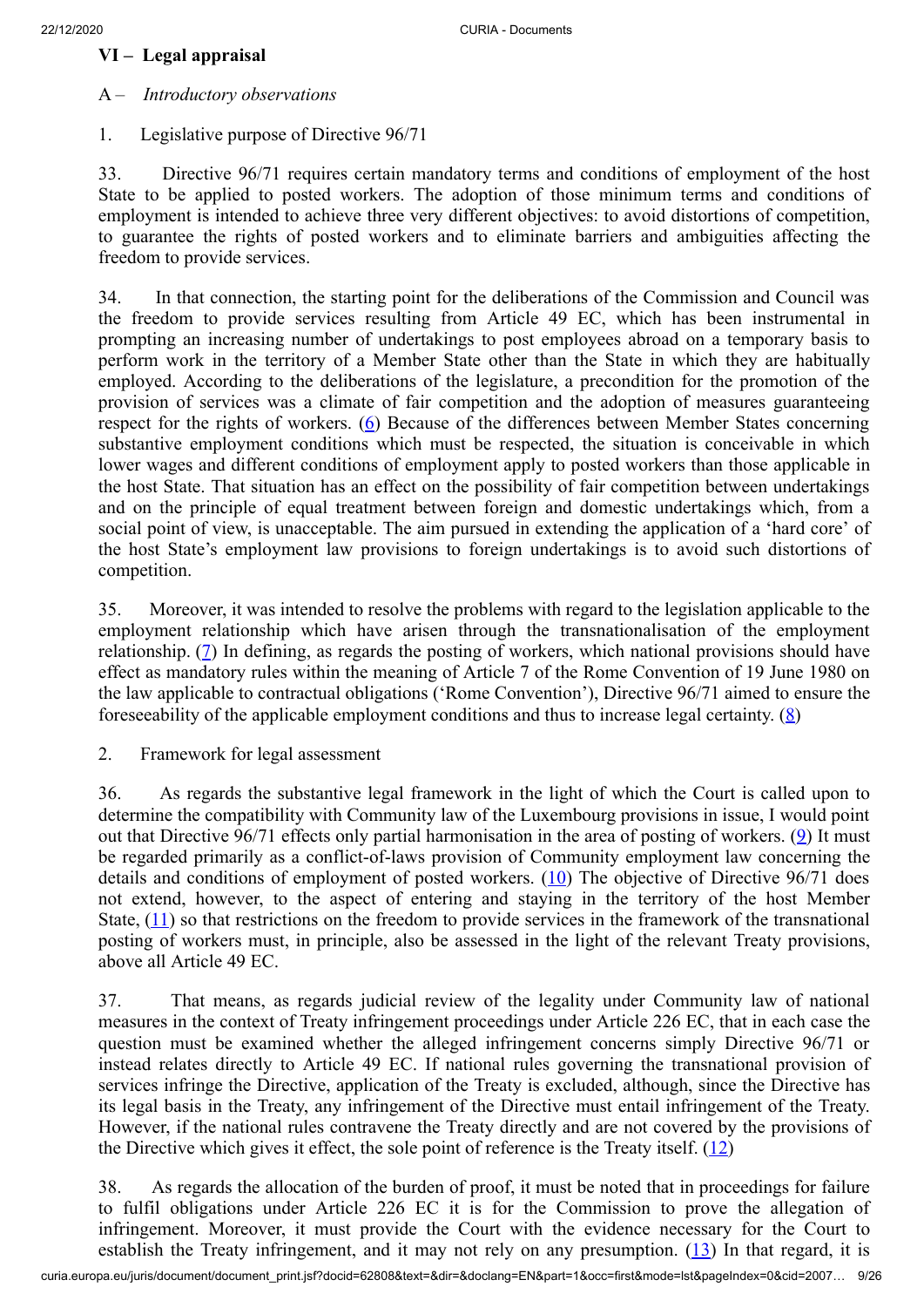## VI – Legal appraisal

### A – *Introductory observations*

#### 1. Legislative purpose of Directive 96/71

33. Directive 96/71 requires certain mandatory terms and conditions of employment of the host State to be applied to posted workers. The adoption of those minimum terms and conditions of employment is intended to achieve three very different objectives: to avoid distortions of competition, to guarantee the rights of posted workers and to eliminate barriers and ambiguities affecting the freedom to provide services.

34. In that connection, the starting point for the deliberations of the Commission and Council was the freedom to provide services resulting from Article 49 EC, which has been instrumental in prompting an increasing number of undertakings to post employees abroad on a temporary basis to perform work in the territory of a Member State other than the State in which they are habitually employed. According to the deliberations of the legislature, a precondition for the promotion of the provision of services was a climate of fair competition and the adoption of measures guaranteeing respect for the rights of workers. (6) Because of the differences between Member States concerning substantive employment conditions which must be respected, the situation is conceivable in which lower wages and different conditions of employment apply to posted workers than those applicable in the host State. That situation has an effect on the possibility of fair competition between undertakings and on the principle of equal treatment between foreign and domestic undertakings which, from a social point of view, is unacceptable. The aim pursued in extending the application of a 'hard core' of the host State's employment law provisions to foreign undertakings is to avoid such distortions of competition.

35. Moreover, it was intended to resolve the problems with regard to the legislation applicable to the employment relationship which have arisen through the transnationalisation of the employment relationship. (7) In defining, as regards the posting of workers, which national provisions should have effect as mandatory rules within the meaning of Article 7 of the Rome Convention of 19 June 1980 on the law applicable to contractual obligations ('Rome Convention'), Directive 96/71 aimed to ensure the foreseeability of the applicable employment conditions and thus to increase legal certainty. (8)

#### 2. Framework for legal assessment

36. As regards the substantive legal framework in the light of which the Court is called upon to determine the compatibility with Community law of the Luxembourg provisions in issue, I would point out that Directive 96/71 effects only partial harmonisation in the area of posting of workers. (9) It must be regarded primarily as a conflict-of-laws provision of Community employment law concerning the details and conditions of employment of posted workers. (10) The objective of Directive 96/71 does not extend, however, to the aspect of entering and staying in the territory of the host Member State, (11) so that restrictions on the freedom to provide services in the framework of the transnational posting of workers must, in principle, also be assessed in the light of the relevant Treaty provisions, above all Article 49 EC.

37. That means, as regards judicial review of the legality under Community law of national measures in the context of Treaty infringement proceedings under Article 226 EC, that in each case the question must be examined whether the alleged infringement concerns simply Directive 96/71 or instead relates directly to Article 49 EC. If national rules governing the transnational provision of services infringe the Directive, application of the Treaty is excluded, although, since the Directive has its legal basis in the Treaty, any infringement of the Directive must entail infringement of the Treaty. However, if the national rules contravene the Treaty directly and are not covered by the provisions of the Directive which gives it effect, the sole point of reference is the Treaty itself. (12)

38. As regards the allocation of the burden of proof, it must be noted that in proceedings for failure to fulfil obligations under Article 226 EC it is for the Commission to prove the allegation of infringement. Moreover, it must provide the Court with the evidence necessary for the Court to establish the Treaty infringement, and it may not rely on any presumption. (13) In that regard, it is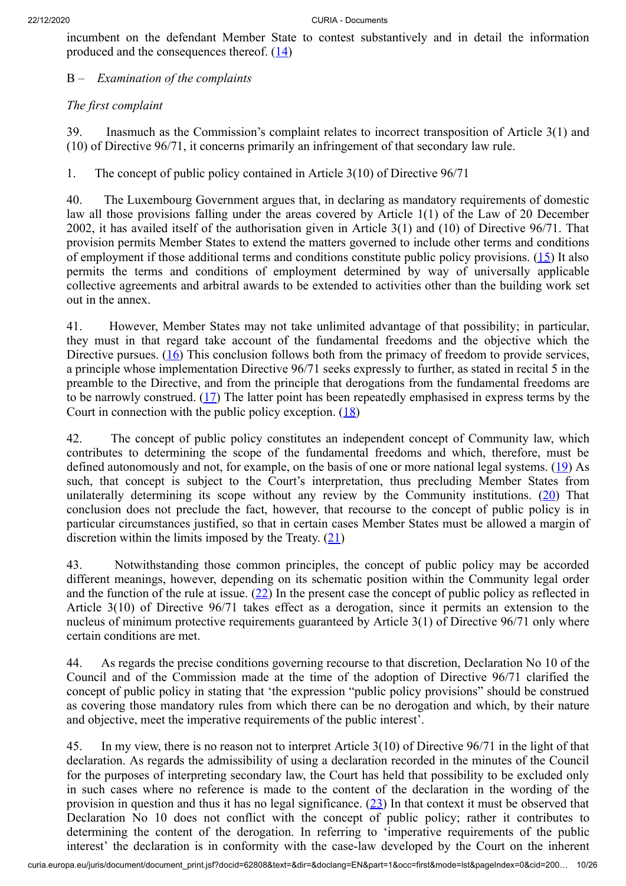incumbent on the defendant Member State to contest substantively and in detail the information produced and the consequences thereof. ([14])

B – *Examination of the complaints*

*The first complaint*

39. Inasmuch as the Commission's complaint relates to incorrect transposition of Article 3(1) and (10) of Directive 96/71, it concerns primarily an infringement of that secondary law rule.

1. The concept of public policy contained in Article 3(10) of Directive 96/71

40. The Luxembourg Government argues that, in declaring as mandatory requirements of domestic law all those provisions falling under the areas covered by Article 1(1) of the Law of 20 December 2002, it has availed itself of the authorisation given in Article 3(1) and (10) of Directive 96/71. That provision permits Member States to extend the matters governed to include other terms and conditions of employment if those additional terms and conditions constitute public policy provisions. ([15]) It also permits the terms and conditions of employment determined by way of universally applicable collective agreements and arbitral awards to be extended to activities other than the building work set out in the annex.

41. However, Member States may not take unlimited advantage of that possibility; in particular, they must in that regard take account of the fundamental freedoms and the objective which the Directive pursues. ([16]) This conclusion follows both from the primacy of freedom to provide services, a principle whose implementation Directive 96/71 seeks expressly to further, as stated in recital 5 in the preamble to the Directive, and from the principle that derogations from the fundamental freedoms are to be narrowly construed. ([17]) The latter point has been repeatedly emphasised in express terms by the Court in connection with the public policy exception. ([18])

42. The concept of public policy constitutes an independent concept of Community law, which contributes to determining the scope of the fundamental freedoms and which, therefore, must be defined autonomously and not, for example, on the basis of one or more national legal systems. ([19]) As such, that concept is subject to the Court's interpretation, thus precluding Member States from unilaterally determining its scope without any review by the Community institutions. ([20]) That conclusion does not preclude the fact, however, that recourse to the concept of public policy is in particular circumstances justified, so that in certain cases Member States must be allowed a margin of discretion within the limits imposed by the Treaty. ([21])

43. Notwithstanding those common principles, the concept of public policy may be accorded different meanings, however, depending on its schematic position within the Community legal order and the function of the rule at issue. ([22]) In the present case the concept of public policy as reflected in Article 3(10) of Directive 96/71 takes effect as a derogation, since it permits an extension to the nucleus of minimum protective requirements guaranteed by Article 3(1) of Directive 96/71 only where certain conditions are met.

44. As regards the precise conditions governing recourse to that discretion, Declaration No 10 of the Council and of the Commission made at the time of the adoption of Directive 96/71 clarified the concept of public policy in stating that 'the expression "public policy provisions" should be construed as covering those mandatory rules from which there can be no derogation and which, by their nature and objective, meet the imperative requirements of the public interest'.

45. In my view, there is no reason not to interpret Article 3(10) of Directive 96/71 in the light of that declaration. As regards the admissibility of using a declaration recorded in the minutes of the Council for the purposes of interpreting secondary law, the Court has held that possibility to be excluded only in such cases where no reference is made to the content of the declaration in the wording of the provision in question and thus it has no legal significance. ([23]) In that context it must be observed that Declaration No 10 does not conflict with the concept of public policy; rather it contributes to determining the content of the derogation. In referring to 'imperative requirements of the public interest' the declaration is in conformity with the case-law developed by the Court on the inherent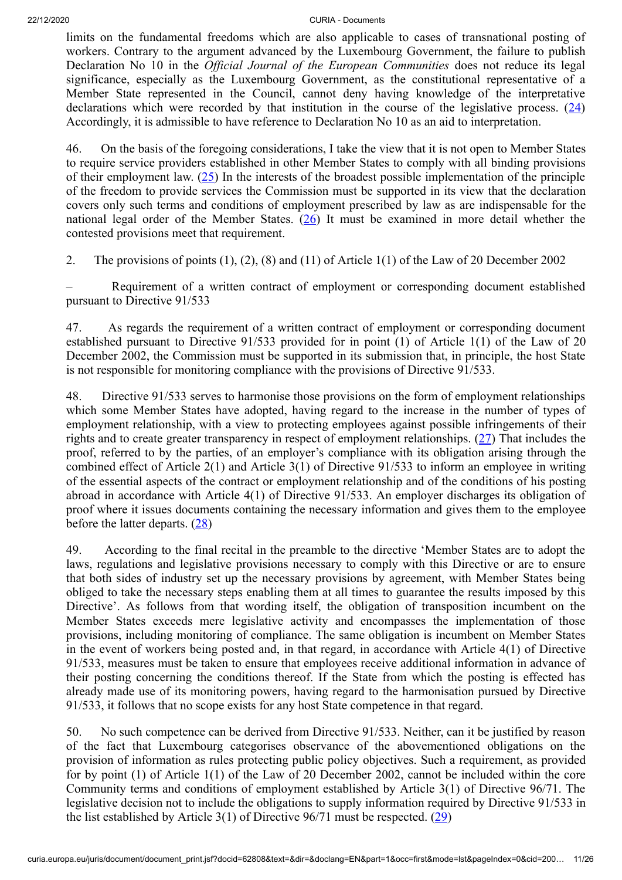limits on the fundamental freedoms which are also applicable to cases of transnational posting of workers. Contrary to the argument advanced by the Luxembourg Government, the failure to publish Declaration No 10 in the *Official Journal of the European Communities* does not reduce its legal significance, especially as the Luxembourg Government, as the constitutional representative of a Member State represented in the Council, cannot deny having knowledge of the interpretative declarations which were recorded by that institution in the course of the legislative process. (24) Accordingly, it is admissible to have reference to Declaration No 10 as an aid to interpretation.

46. On the basis of the foregoing considerations, I take the view that it is not open to Member States to require service providers established in other Member States to comply with all binding provisions of their employment law. (25) In the interests of the broadest possible implementation of the principle of the freedom to provide services the Commission must be supported in its view that the declaration covers only such terms and conditions of employment prescribed by law as are indispensable for the national legal order of the Member States. (26) It must be examined in more detail whether the contested provisions meet that requirement.

2. The provisions of points (1), (2), (8) and (11) of Article 1(1) of the Law of 20 December 2002

– Requirement of a written contract of employment or corresponding document established pursuant to Directive 91/533

47. As regards the requirement of a written contract of employment or corresponding document established pursuant to Directive 91/533 provided for in point (1) of Article 1(1) of the Law of 20 December 2002, the Commission must be supported in its submission that, in principle, the host State is not responsible for monitoring compliance with the provisions of Directive 91/533.

48. Directive 91/533 serves to harmonise those provisions on the form of employment relationships which some Member States have adopted, having regard to the increase in the number of types of employment relationship, with a view to protecting employees against possible infringements of their rights and to create greater transparency in respect of employment relationships. (27) That includes the proof, referred to by the parties, of an employer's compliance with its obligation arising through the combined effect of Article 2(1) and Article 3(1) of Directive 91/533 to inform an employee in writing of the essential aspects of the contract or employment relationship and of the conditions of his posting abroad in accordance with Article 4(1) of Directive 91/533. An employer discharges its obligation of proof where it issues documents containing the necessary information and gives them to the employee before the latter departs. (28)

49. According to the final recital in the preamble to the directive 'Member States are to adopt the laws, regulations and legislative provisions necessary to comply with this Directive or are to ensure that both sides of industry set up the necessary provisions by agreement, with Member States being obliged to take the necessary steps enabling them at all times to guarantee the results imposed by this Directive'. As follows from that wording itself, the obligation of transposition incumbent on the Member States exceeds mere legislative activity and encompasses the implementation of those provisions, including monitoring of compliance. The same obligation is incumbent on Member States in the event of workers being posted and, in that regard, in accordance with Article 4(1) of Directive 91/533, measures must be taken to ensure that employees receive additional information in advance of their posting concerning the conditions thereof. If the State from which the posting is effected has already made use of its monitoring powers, having regard to the harmonisation pursued by Directive 91/533, it follows that no scope exists for any host State competence in that regard.

50. No such competence can be derived from Directive 91/533. Neither, can it be justified by reason of the fact that Luxembourg categorises observance of the abovementioned obligations on the provision of information as rules protecting public policy objectives. Such a requirement, as provided for by point (1) of Article 1(1) of the Law of 20 December 2002, cannot be included within the core Community terms and conditions of employment established by Article 3(1) of Directive 96/71. The legislative decision not to include the obligations to supply information required by Directive 91/533 in the list established by Article 3(1) of Directive 96/71 must be respected. (29)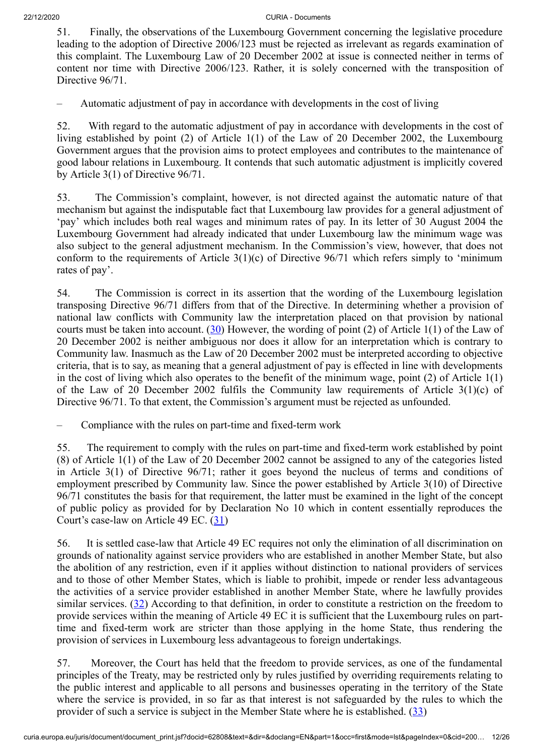51. Finally, the observations of the Luxembourg Government concerning the legislative procedure leading to the adoption of Directive 2006/123 must be rejected as irrelevant as regards examination of this complaint. The Luxembourg Law of 20 December 2002 at issue is connected neither in terms of content nor time with Directive 2006/123. Rather, it is solely concerned with the transposition of Directive 96/71.

– Automatic adjustment of pay in accordance with developments in the cost of living

52. With regard to the automatic adjustment of pay in accordance with developments in the cost of living established by point (2) of Article 1(1) of the Law of 20 December 2002, the Luxembourg Government argues that the provision aims to protect employees and contributes to the maintenance of good labour relations in Luxembourg. It contends that such automatic adjustment is implicitly covered by Article 3(1) of Directive 96/71.

53. The Commission's complaint, however, is not directed against the automatic nature of that mechanism but against the indisputable fact that Luxembourg law provides for a general adjustment of 'pay' which includes both real wages and minimum rates of pay. In its letter of 30 August 2004 the Luxembourg Government had already indicated that under Luxembourg law the minimum wage was also subject to the general adjustment mechanism. In the Commission's view, however, that does not conform to the requirements of Article 3(1)(c) of Directive 96/71 which refers simply to 'minimum rates of pay'.

54. The Commission is correct in its assertion that the wording of the Luxembourg legislation transposing Directive 96/71 differs from that of the Directive. In determining whether a provision of national law conflicts with Community law the interpretation placed on that provision by national courts must be taken into account. (30) However, the wording of point (2) of Article 1(1) of the Law of 20 December 2002 is neither ambiguous nor does it allow for an interpretation which is contrary to Community law. Inasmuch as the Law of 20 December 2002 must be interpreted according to objective criteria, that is to say, as meaning that a general adjustment of pay is effected in line with developments in the cost of living which also operates to the benefit of the minimum wage, point (2) of Article 1(1) of the Law of 20 December 2002 fulfils the Community law requirements of Article 3(1)(c) of Directive 96/71. To that extent, the Commission's argument must be rejected as unfounded.

– Compliance with the rules on part-time and fixed-term work

55. The requirement to comply with the rules on part-time and fixed-term work established by point (8) of Article 1(1) of the Law of 20 December 2002 cannot be assigned to any of the categories listed in Article 3(1) of Directive 96/71; rather it goes beyond the nucleus of terms and conditions of employment prescribed by Community law. Since the power established by Article 3(10) of Directive 96/71 constitutes the basis for that requirement, the latter must be examined in the light of the concept of public policy as provided for by Declaration No 10 which in content essentially reproduces the Court's case-law on Article 49 EC. (31)

56. It is settled case-law that Article 49 EC requires not only the elimination of all discrimination on grounds of nationality against service providers who are established in another Member State, but also the abolition of any restriction, even if it applies without distinction to national providers of services and to those of other Member States, which is liable to prohibit, impede or render less advantageous the activities of a service provider established in another Member State, where he lawfully provides similar services. (32) According to that definition, in order to constitute a restriction on the freedom to provide services within the meaning of Article 49 EC it is sufficient that the Luxembourg rules on part-time and fixed-term work are stricter than those applying in the home State, thus rendering the provision of services in Luxembourg less advantageous to foreign undertakings.

57. Moreover, the Court has held that the freedom to provide services, as one of the fundamental principles of the Treaty, may be restricted only by rules justified by overriding requirements relating to the public interest and applicable to all persons and businesses operating in the territory of the State where the service is provided, in so far as that interest is not safeguarded by the rules to which the provider of such a service is subject in the Member State where he is established. (33)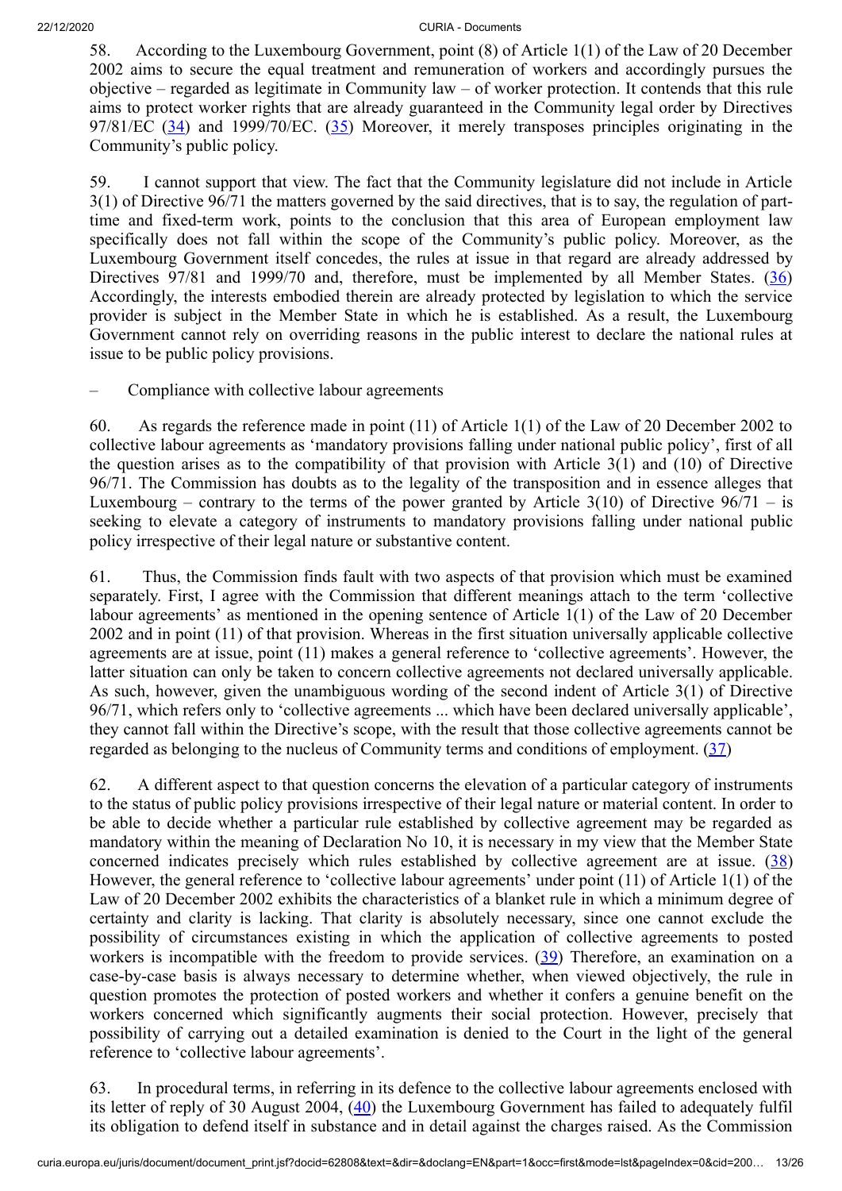58. According to the Luxembourg Government, point (8) of Article 1(1) of the Law of 20 December 2002 aims to secure the equal treatment and remuneration of workers and accordingly pursues the objective – regarded as legitimate in Community law – of worker protection. It contends that this rule aims to protect worker rights that are already guaranteed in the Community legal order by Directives 97/81/EC (34) and 1999/70/EC. (35) Moreover, it merely transposes principles originating in the Community's public policy.

59. I cannot support that view. The fact that the Community legislature did not include in Article 3(1) of Directive 96/71 the matters governed by the said directives, that is to say, the regulation of part-time and fixed-term work, points to the conclusion that this area of European employment law specifically does not fall within the scope of the Community's public policy. Moreover, as the Luxembourg Government itself concedes, the rules at issue in that regard are already addressed by Directives 97/81 and 1999/70 and, therefore, must be implemented by all Member States. (36) Accordingly, the interests embodied therein are already protected by legislation to which the service provider is subject in the Member State in which he is established. As a result, the Luxembourg Government cannot rely on overriding reasons in the public interest to declare the national rules at issue to be public policy provisions.

– Compliance with collective labour agreements

60. As regards the reference made in point (11) of Article 1(1) of the Law of 20 December 2002 to collective labour agreements as 'mandatory provisions falling under national public policy', first of all the question arises as to the compatibility of that provision with Article 3(1) and (10) of Directive 96/71. The Commission has doubts as to the legality of the transposition and in essence alleges that Luxembourg – contrary to the terms of the power granted by Article 3(10) of Directive 96/71 – is seeking to elevate a category of instruments to mandatory provisions falling under national public policy irrespective of their legal nature or substantive content.

61. Thus, the Commission finds fault with two aspects of that provision which must be examined separately. First, I agree with the Commission that different meanings attach to the term 'collective labour agreements' as mentioned in the opening sentence of Article 1(1) of the Law of 20 December 2002 and in point (11) of that provision. Whereas in the first situation universally applicable collective agreements are at issue, point (11) makes a general reference to 'collective agreements'. However, the latter situation can only be taken to concern collective agreements not declared universally applicable. As such, however, given the unambiguous wording of the second indent of Article 3(1) of Directive 96/71, which refers only to 'collective agreements ... which have been declared universally applicable', they cannot fall within the Directive's scope, with the result that those collective agreements cannot be regarded as belonging to the nucleus of Community terms and conditions of employment. (37)

62. A different aspect to that question concerns the elevation of a particular category of instruments to the status of public policy provisions irrespective of their legal nature or material content. In order to be able to decide whether a particular rule established by collective agreement may be regarded as mandatory within the meaning of Declaration No 10, it is necessary in my view that the Member State concerned indicates precisely which rules established by collective agreement are at issue. (38) However, the general reference to 'collective labour agreements' under point (11) of Article 1(1) of the Law of 20 December 2002 exhibits the characteristics of a blanket rule in which a minimum degree of certainty and clarity is lacking. That clarity is absolutely necessary, since one cannot exclude the possibility of circumstances existing in which the application of collective agreements to posted workers is incompatible with the freedom to provide services. (39) Therefore, an examination on a case-by-case basis is always necessary to determine whether, when viewed objectively, the rule in question promotes the protection of posted workers and whether it confers a genuine benefit on the workers concerned which significantly augments their social protection. However, precisely that possibility of carrying out a detailed examination is denied to the Court in the light of the general reference to 'collective labour agreements'.

63. In procedural terms, in referring in its defence to the collective labour agreements enclosed with its letter of reply of 30 August 2004, (40) the Luxembourg Government has failed to adequately fulfil its obligation to defend itself in substance and in detail against the charges raised. As the Commission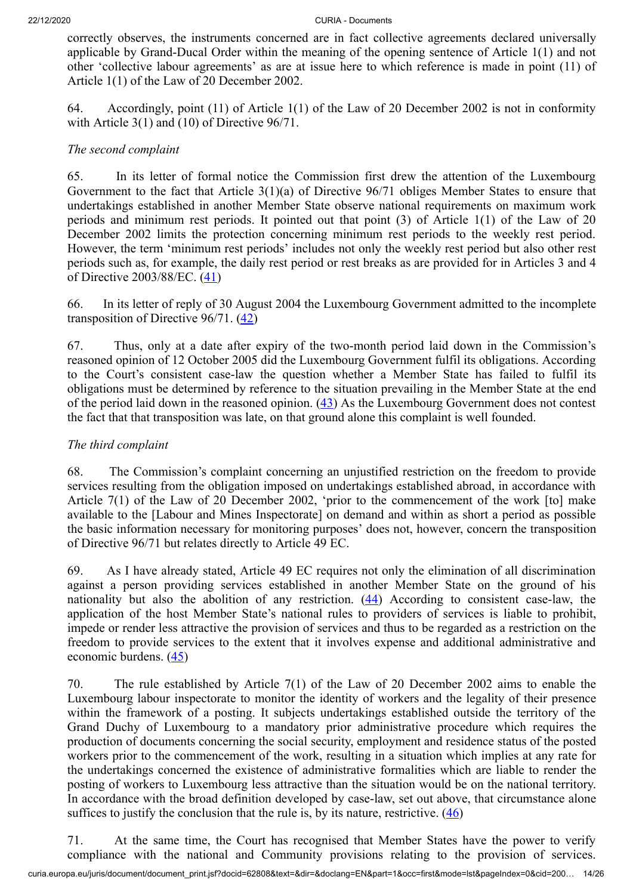correctly observes, the instruments concerned are in fact collective agreements declared universally applicable by Grand-Ducal Order within the meaning of the opening sentence of Article 1(1) and not other 'collective labour agreements' as are at issue here to which reference is made in point (11) of Article 1(1) of the Law of 20 December 2002.

64. Accordingly, point (11) of Article 1(1) of the Law of 20 December 2002 is not in conformity with Article 3(1) and (10) of Directive 96/71.

*The second complaint*

65. In its letter of formal notice the Commission first drew the attention of the Luxembourg Government to the fact that Article 3(1)(a) of Directive 96/71 obliges Member States to ensure that undertakings established in another Member State observe national requirements on maximum work periods and minimum rest periods. It pointed out that point (3) of Article 1(1) of the Law of 20 December 2002 limits the protection concerning minimum rest periods to the weekly rest period. However, the term 'minimum rest periods' includes not only the weekly rest period but also other rest periods such as, for example, the daily rest period or rest breaks as are provided for in Articles 3 and 4 of Directive 2003/88/EC. (41)

66. In its letter of reply of 30 August 2004 the Luxembourg Government admitted to the incomplete transposition of Directive 96/71. (42)

67. Thus, only at a date after expiry of the two-month period laid down in the Commission's reasoned opinion of 12 October 2005 did the Luxembourg Government fulfil its obligations. According to the Court's consistent case-law the question whether a Member State has failed to fulfil its obligations must be determined by reference to the situation prevailing in the Member State at the end of the period laid down in the reasoned opinion. (43) As the Luxembourg Government does not contest the fact that that transposition was late, on that ground alone this complaint is well founded.

*The third complaint*

68. The Commission's complaint concerning an unjustified restriction on the freedom to provide services resulting from the obligation imposed on undertakings established abroad, in accordance with Article 7(1) of the Law of 20 December 2002, 'prior to the commencement of the work [to] make available to the [Labour and Mines Inspectorate] on demand and within as short a period as possible the basic information necessary for monitoring purposes' does not, however, concern the transposition of Directive 96/71 but relates directly to Article 49 EC.

69. As I have already stated, Article 49 EC requires not only the elimination of all discrimination against a person providing services established in another Member State on the ground of his nationality but also the abolition of any restriction. (44) According to consistent case-law, the application of the host Member State's national rules to providers of services is liable to prohibit, impede or render less attractive the provision of services and thus to be regarded as a restriction on the freedom to provide services to the extent that it involves expense and additional administrative and economic burdens. (45)

70. The rule established by Article 7(1) of the Law of 20 December 2002 aims to enable the Luxembourg labour inspectorate to monitor the identity of workers and the legality of their presence within the framework of a posting. It subjects undertakings established outside the territory of the Grand Duchy of Luxembourg to a mandatory prior administrative procedure which requires the production of documents concerning the social security, employment and residence status of the posted workers prior to the commencement of the work, resulting in a situation which implies at any rate for the undertakings concerned the existence of administrative formalities which are liable to render the posting of workers to Luxembourg less attractive than the situation would be on the national territory. In accordance with the broad definition developed by case-law, set out above, that circumstance alone suffices to justify the conclusion that the rule is, by its nature, restrictive. (46)

71. At the same time, the Court has recognised that Member States have the power to verify compliance with the national and Community provisions relating to the provision of services.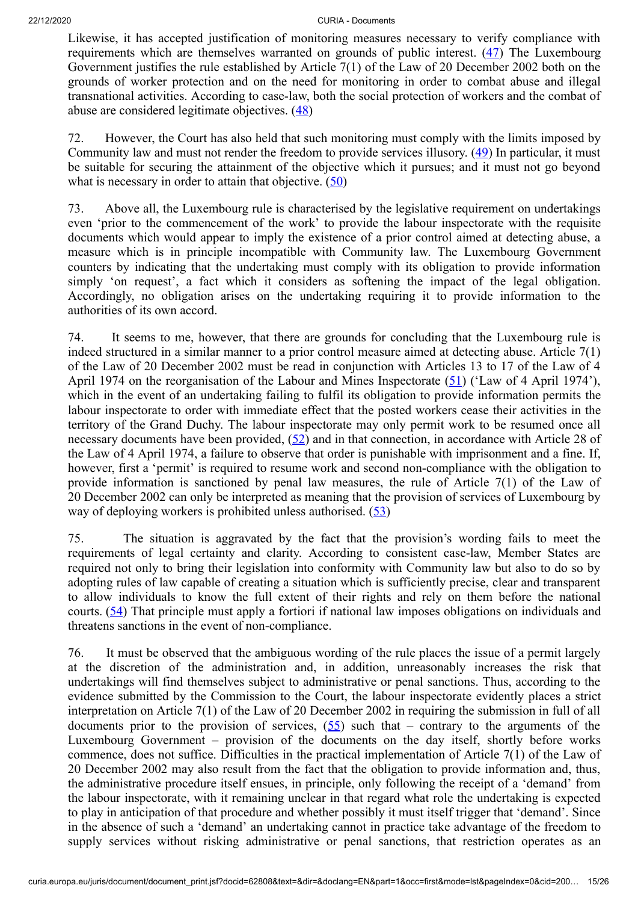Likewise, it has accepted justification of monitoring measures necessary to verify compliance with requirements which are themselves warranted on grounds of public interest. (47) The Luxembourg Government justifies the rule established by Article 7(1) of the Law of 20 December 2002 both on the grounds of worker protection and on the need for monitoring in order to combat abuse and illegal transnational activities. According to case-law, both the social protection of workers and the combat of abuse are considered legitimate objectives. (48)

72. However, the Court has also held that such monitoring must comply with the limits imposed by Community law and must not render the freedom to provide services illusory. (49) In particular, it must be suitable for securing the attainment of the objective which it pursues; and it must not go beyond what is necessary in order to attain that objective. (50)

73. Above all, the Luxembourg rule is characterised by the legislative requirement on undertakings even 'prior to the commencement of the work' to provide the labour inspectorate with the requisite documents which would appear to imply the existence of a prior control aimed at detecting abuse, a measure which is in principle incompatible with Community law. The Luxembourg Government counters by indicating that the undertaking must comply with its obligation to provide information simply 'on request', a fact which it considers as softening the impact of the legal obligation. Accordingly, no obligation arises on the undertaking requiring it to provide information to the authorities of its own accord.

74. It seems to me, however, that there are grounds for concluding that the Luxembourg rule is indeed structured in a similar manner to a prior control measure aimed at detecting abuse. Article 7(1) of the Law of 20 December 2002 must be read in conjunction with Articles 13 to 17 of the Law of 4 April 1974 on the reorganisation of the Labour and Mines Inspectorate (51) ('Law of 4 April 1974'), which in the event of an undertaking failing to fulfil its obligation to provide information permits the labour inspectorate to order with immediate effect that the posted workers cease their activities in the territory of the Grand Duchy. The labour inspectorate may only permit work to be resumed once all necessary documents have been provided, (52) and in that connection, in accordance with Article 28 of the Law of 4 April 1974, a failure to observe that order is punishable with imprisonment and a fine. If, however, first a 'permit' is required to resume work and second non-compliance with the obligation to provide information is sanctioned by penal law measures, the rule of Article 7(1) of the Law of 20 December 2002 can only be interpreted as meaning that the provision of services of Luxembourg by way of deploying workers is prohibited unless authorised. (53)

75. The situation is aggravated by the fact that the provision's wording fails to meet the requirements of legal certainty and clarity. According to consistent case-law, Member States are required not only to bring their legislation into conformity with Community law but also to do so by adopting rules of law capable of creating a situation which is sufficiently precise, clear and transparent to allow individuals to know the full extent of their rights and rely on them before the national courts. (54) That principle must apply a fortiori if national law imposes obligations on individuals and threatens sanctions in the event of non-compliance.

76. It must be observed that the ambiguous wording of the rule places the issue of a permit largely at the discretion of the administration and, in addition, unreasonably increases the risk that undertakings will find themselves subject to administrative or penal sanctions. Thus, according to the evidence submitted by the Commission to the Court, the labour inspectorate evidently places a strict interpretation on Article 7(1) of the Law of 20 December 2002 in requiring the submission in full of all documents prior to the provision of services, (55) such that – contrary to the arguments of the Luxembourg Government – provision of the documents on the day itself, shortly before works commence, does not suffice. Difficulties in the practical implementation of Article 7(1) of the Law of 20 December 2002 may also result from the fact that the obligation to provide information and, thus, the administrative procedure itself ensues, in principle, only following the receipt of a 'demand' from the labour inspectorate, with it remaining unclear in that regard what role the undertaking is expected to play in anticipation of that procedure and whether possibly it must itself trigger that 'demand'. Since in the absence of such a 'demand' an undertaking cannot in practice take advantage of the freedom to supply services without risking administrative or penal sanctions, that restriction operates as an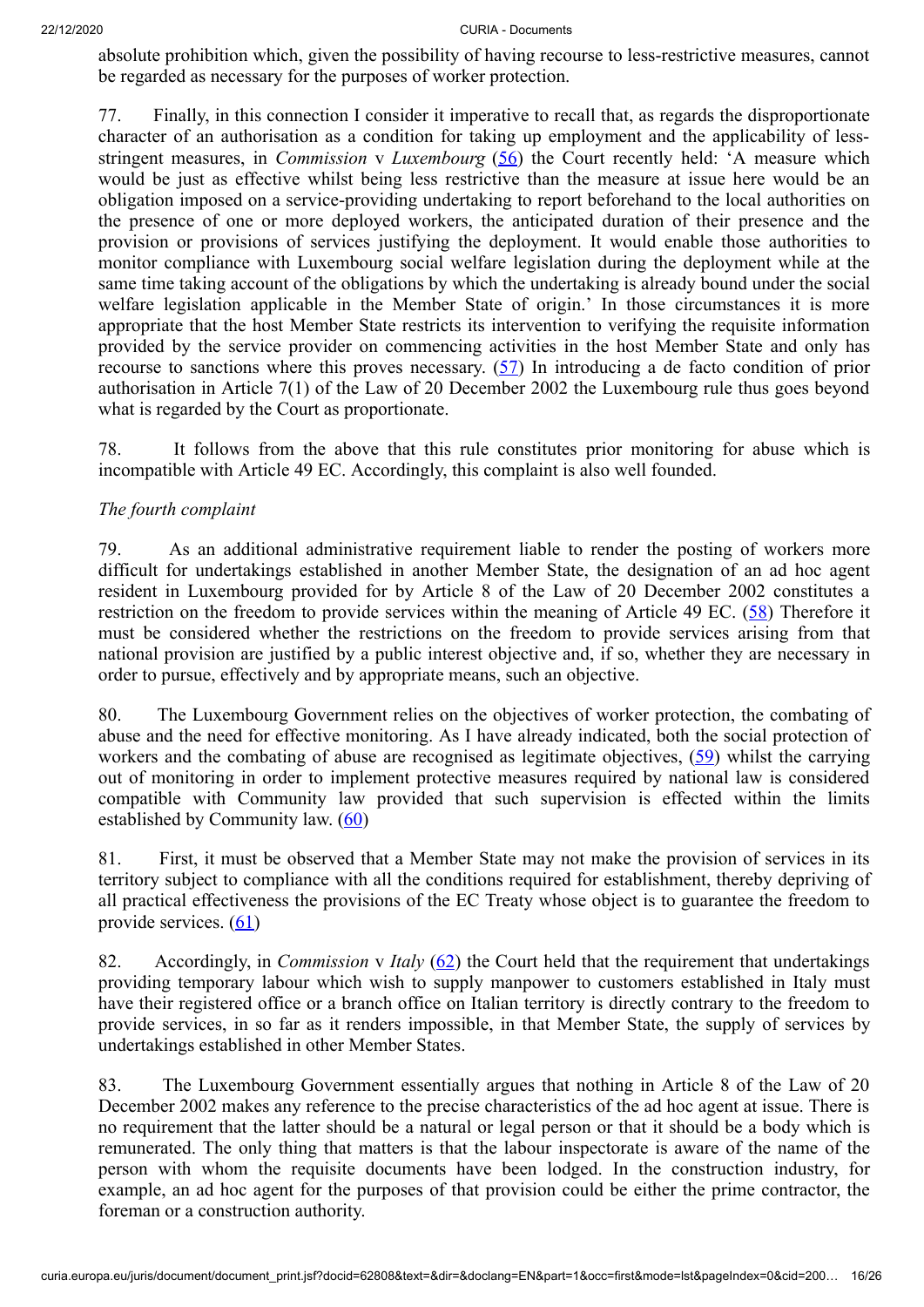absolute prohibition which, given the possibility of having recourse to less-restrictive measures, cannot be regarded as necessary for the purposes of worker protection.

77. Finally, in this connection I consider it imperative to recall that, as regards the disproportionate character of an authorisation as a condition for taking up employment and the applicability of less-stringent measures, in *Commission* v *Luxembourg* (56) the Court recently held: 'A measure which would be just as effective whilst being less restrictive than the measure at issue here would be an obligation imposed on a service-providing undertaking to report beforehand to the local authorities on the presence of one or more deployed workers, the anticipated duration of their presence and the provision or provisions of services justifying the deployment. It would enable those authorities to monitor compliance with Luxembourg social welfare legislation during the deployment while at the same time taking account of the obligations by which the undertaking is already bound under the social welfare legislation applicable in the Member State of origin.' In those circumstances it is more appropriate that the host Member State restricts its intervention to verifying the requisite information provided by the service provider on commencing activities in the host Member State and only has recourse to sanctions where this proves necessary. (57) In introducing a de facto condition of prior authorisation in Article 7(1) of the Law of 20 December 2002 the Luxembourg rule thus goes beyond what is regarded by the Court as proportionate.

78. It follows from the above that this rule constitutes prior monitoring for abuse which is incompatible with Article 49 EC. Accordingly, this complaint is also well founded.

*The fourth complaint*

79. As an additional administrative requirement liable to render the posting of workers more difficult for undertakings established in another Member State, the designation of an ad hoc agent resident in Luxembourg provided for by Article 8 of the Law of 20 December 2002 constitutes a restriction on the freedom to provide services within the meaning of Article 49 EC. (58) Therefore it must be considered whether the restrictions on the freedom to provide services arising from that national provision are justified by a public interest objective and, if so, whether they are necessary in order to pursue, effectively and by appropriate means, such an objective.

80. The Luxembourg Government relies on the objectives of worker protection, the combating of abuse and the need for effective monitoring. As I have already indicated, both the social protection of workers and the combating of abuse are recognised as legitimate objectives, (59) whilst the carrying out of monitoring in order to implement protective measures required by national law is considered compatible with Community law provided that such supervision is effected within the limits established by Community law. (60)

81. First, it must be observed that a Member State may not make the provision of services in its territory subject to compliance with all the conditions required for establishment, thereby depriving of all practical effectiveness the provisions of the EC Treaty whose object is to guarantee the freedom to provide services. (61)

82. Accordingly, in *Commission* v *Italy* (62) the Court held that the requirement that undertakings providing temporary labour which wish to supply manpower to customers established in Italy must have their registered office or a branch office on Italian territory is directly contrary to the freedom to provide services, in so far as it renders impossible, in that Member State, the supply of services by undertakings established in other Member States.

83. The Luxembourg Government essentially argues that nothing in Article 8 of the Law of 20 December 2002 makes any reference to the precise characteristics of the ad hoc agent at issue. There is no requirement that the latter should be a natural or legal person or that it should be a body which is remunerated. The only thing that matters is that the labour inspectorate is aware of the name of the person with whom the requisite documents have been lodged. In the construction industry, for example, an ad hoc agent for the purposes of that provision could be either the prime contractor, the foreman or a construction authority.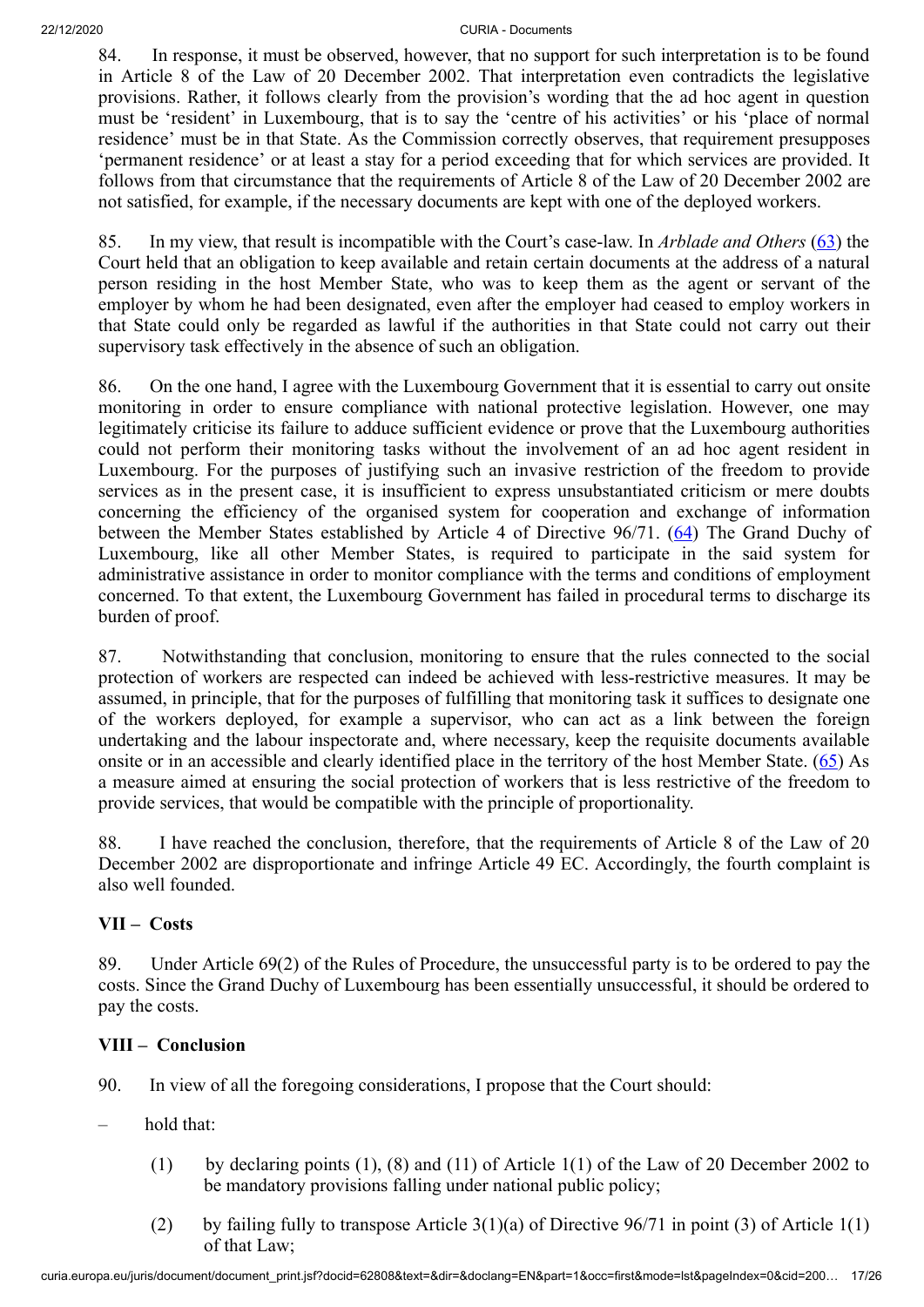84. In response, it must be observed, however, that no support for such interpretation is to be found in Article 8 of the Law of 20 December 2002. That interpretation even contradicts the legislative provisions. Rather, it follows clearly from the provision's wording that the ad hoc agent in question must be 'resident' in Luxembourg, that is to say the 'centre of his activities' or his 'place of normal residence' must be in that State. As the Commission correctly observes, that requirement presupposes 'permanent residence' or at least a stay for a period exceeding that for which services are provided. It follows from that circumstance that the requirements of Article 8 of the Law of 20 December 2002 are not satisfied, for example, if the necessary documents are kept with one of the deployed workers.

85. In my view, that result is incompatible with the Court's case-law. In *Arblade and Others* (63) the Court held that an obligation to keep available and retain certain documents at the address of a natural person residing in the host Member State, who was to keep them as the agent or servant of the employer by whom he had been designated, even after the employer had ceased to employ workers in that State could only be regarded as lawful if the authorities in that State could not carry out their supervisory task effectively in the absence of such an obligation.

86. On the one hand, I agree with the Luxembourg Government that it is essential to carry out onsite monitoring in order to ensure compliance with national protective legislation. However, one may legitimately criticise its failure to adduce sufficient evidence or prove that the Luxembourg authorities could not perform their monitoring tasks without the involvement of an ad hoc agent resident in Luxembourg. For the purposes of justifying such an invasive restriction of the freedom to provide services as in the present case, it is insufficient to express unsubstantiated criticism or mere doubts concerning the efficiency of the organised system for cooperation and exchange of information between the Member States established by Article 4 of Directive 96/71. (64) The Grand Duchy of Luxembourg, like all other Member States, is required to participate in the said system for administrative assistance in order to monitor compliance with the terms and conditions of employment concerned. To that extent, the Luxembourg Government has failed in procedural terms to discharge its burden of proof.

87. Notwithstanding that conclusion, monitoring to ensure that the rules connected to the social protection of workers are respected can indeed be achieved with less-restrictive measures. It may be assumed, in principle, that for the purposes of fulfilling that monitoring task it suffices to designate one of the workers deployed, for example a supervisor, who can act as a link between the foreign undertaking and the labour inspectorate and, where necessary, keep the requisite documents available onsite or in an accessible and clearly identified place in the territory of the host Member State. (65) As a measure aimed at ensuring the social protection of workers that is less restrictive of the freedom to provide services, that would be compatible with the principle of proportionality.

88. I have reached the conclusion, therefore, that the requirements of Article 8 of the Law of 20 December 2002 are disproportionate and infringe Article 49 EC. Accordingly, the fourth complaint is also well founded.

## VII – Costs

89. Under Article 69(2) of the Rules of Procedure, the unsuccessful party is to be ordered to pay the costs. Since the Grand Duchy of Luxembourg has been essentially unsuccessful, it should be ordered to pay the costs.

## VIII – Conclusion

90. In view of all the foregoing considerations, I propose that the Court should:

– hold that:

(1) by declaring points (1), (8) and (11) of Article 1(1) of the Law of 20 December 2002 to be mandatory provisions falling under national public policy;

(2) by failing fully to transpose Article 3(1)(a) of Directive 96/71 in point (3) of Article 1(1) of that Law;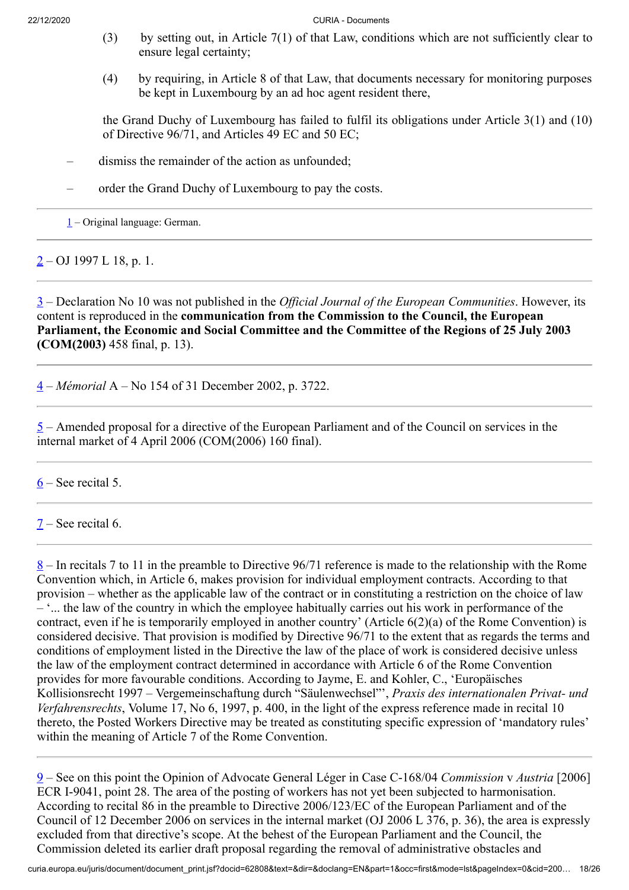(3) by setting out, in Article 7(1) of that Law, conditions which are not sufficiently clear to ensure legal certainty;

(4) by requiring, in Article 8 of that Law, that documents necessary for monitoring purposes be kept in Luxembourg by an ad hoc agent resident there,

the Grand Duchy of Luxembourg has failed to fulfil its obligations under Article 3(1) and (10) of Directive 96/71, and Articles 49 EC and 50 EC;

– dismiss the remainder of the action as unfounded;

– order the Grand Duchy of Luxembourg to pay the costs.

---

1 – Original language: German.

---

2 – OJ 1997 L 18, p. 1.

---

3 – Declaration No 10 was not published in the *Official Journal of the European Communities*. However, its content is reproduced in the **communication from the Commission to the Council, the European Parliament, the Economic and Social Committee and the Committee of the Regions of 25 July 2003 (COM(2003)** 458 final, p. 13).

---

4 – *Mémorial* A – No 154 of 31 December 2002, p. 3722.

---

5 – Amended proposal for a directive of the European Parliament and of the Council on services in the internal market of 4 April 2006 (COM(2006) 160 final).

---

6 – See recital 5.

---

7 – See recital 6.

---

8 – In recitals 7 to 11 in the preamble to Directive 96/71 reference is made to the relationship with the Rome Convention which, in Article 6, makes provision for individual employment contracts. According to that provision – whether as the applicable law of the contract or in constituting a restriction on the choice of law – '... the law of the country in which the employee habitually carries out his work in performance of the contract, even if he is temporarily employed in another country' (Article 6(2)(a) of the Rome Convention) is considered decisive. That provision is modified by Directive 96/71 to the extent that as regards the terms and conditions of employment listed in the Directive the law of the place of work is considered decisive unless the law of the employment contract determined in accordance with Article 6 of the Rome Convention provides for more favourable conditions. According to Jayme, E. and Kohler, C., 'Europäisches Kollisionsrecht 1997 – Vergemeinschaftung durch "Säulenwechsel"', *Praxis des internationalen Privat- und Verfahrensrechts*, Volume 17, No 6, 1997, p. 400, in the light of the express reference made in recital 10 thereto, the Posted Workers Directive may be treated as constituting specific expression of 'mandatory rules' within the meaning of Article 7 of the Rome Convention.

---

9 – See on this point the Opinion of Advocate General Léger in Case C-168/04 *Commission* v *Austria* [2006] ECR I-9041, point 28. The area of the posting of workers has not yet been subjected to harmonisation. According to recital 86 in the preamble to Directive 2006/123/EC of the European Parliament and of the Council of 12 December 2006 on services in the internal market (OJ 2006 L 376, p. 36), the area is expressly excluded from that directive's scope. At the behest of the European Parliament and the Council, the Commission deleted its earlier draft proposal regarding the removal of administrative obstacles and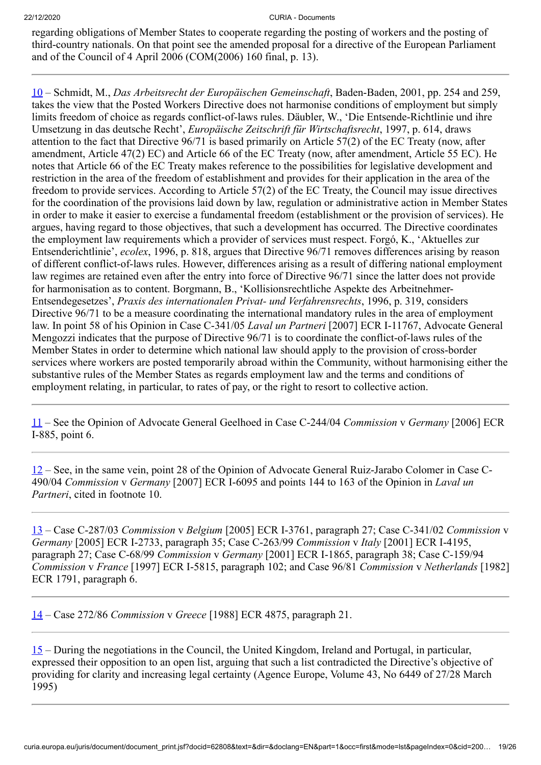regarding obligations of Member States to cooperate regarding the posting of workers and the posting of third-country nationals. On that point see the amended proposal for a directive of the European Parliament and of the Council of 4 April 2006 (COM(2006) 160 final, p. 13).

---

10 – Schmidt, M., *Das Arbeitsrecht der Europäischen Gemeinschaft*, Baden-Baden, 2001, pp. 254 and 259, takes the view that the Posted Workers Directive does not harmonise conditions of employment but simply limits freedom of choice as regards conflict-of-laws rules. Däubler, W., 'Die Entsende-Richtlinie und ihre Umsetzung in das deutsche Recht', *Europäische Zeitschrift für Wirtschaftsrecht*, 1997, p. 614, draws attention to the fact that Directive 96/71 is based primarily on Article 57(2) of the EC Treaty (now, after amendment, Article 47(2) EC) and Article 66 of the EC Treaty (now, after amendment, Article 55 EC). He notes that Article 66 of the EC Treaty makes reference to the possibilities for legislative development and restriction in the area of the freedom of establishment and provides for their application in the area of the freedom to provide services. According to Article 57(2) of the EC Treaty, the Council may issue directives for the coordination of the provisions laid down by law, regulation or administrative action in Member States in order to make it easier to exercise a fundamental freedom (establishment or the provision of services). He argues, having regard to those objectives, that such a development has occurred. The Directive coordinates the employment law requirements which a provider of services must respect. Forgó, K., 'Aktuelles zur Entsenderichtlinie', *ecolex*, 1996, p. 818, argues that Directive 96/71 removes differences arising by reason of different national conflict-of-laws rules. However, differences arising as a result of differing national employment law regimes are retained even after the entry into force of Directive 96/71 since the latter does not provide for harmonisation as to content. Borgmann, B., 'Kollisionsrechtliche Aspekte des Arbeitnehmer-Entsendegesetzes', *Praxis des internationalen Privat- und Verfahrensrechts*, 1996, p. 319, considers Directive 96/71 to be a measure coordinating the international mandatory rules in the area of employment law. In point 58 of his Opinion in Case C-341/05 *Laval un Partneri* [2007] ECR I-11767, Advocate General Mengozzi indicates that the purpose of Directive 96/71 is to coordinate the conflict-of-laws rules of the Member States in order to determine which national law should apply to the provision of cross-border services where workers are posted temporarily abroad within the Community, without harmonising either the substantive rules of the Member States as regards employment law and the terms and conditions of employment relating, in particular, to rates of pay, or the right to resort to collective action.

---

11 – See the Opinion of Advocate General Geelhoed in Case C-244/04 *Commission* v *Germany* [2006] ECR I-885, point 6.

---

12 – See, in the same vein, point 28 of the Opinion of Advocate General Ruiz-Jarabo Colomer in Case C-490/04 *Commission* v *Germany* [2007] ECR I-6095 and points 144 to 163 of the Opinion in *Laval un Partneri*, cited in footnote 10.

---

13 – Case C-287/03 *Commission* v *Belgium* [2005] ECR I-3761, paragraph 27; Case C-341/02 *Commission* v *Germany* [2005] ECR I-2733, paragraph 35; Case C-263/99 *Commission* v *Italy* [2001] ECR I-4195, paragraph 27; Case C-68/99 *Commission* v *Germany* [2001] ECR I-1865, paragraph 38; Case C-159/94 *Commission* v *France* [1997] ECR I-5815, paragraph 102; and Case 96/81 *Commission* v *Netherlands* [1982] ECR 1791, paragraph 6.

---

14 – Case 272/86 *Commission* v *Greece* [1988] ECR 4875, paragraph 21.

---

15 – During the negotiations in the Council, the United Kingdom, Ireland and Portugal, in particular, expressed their opposition to an open list, arguing that such a list contradicted the Directive's objective of providing for clarity and increasing legal certainty (Agence Europe, Volume 43, No 6449 of 27/28 March 1995)

---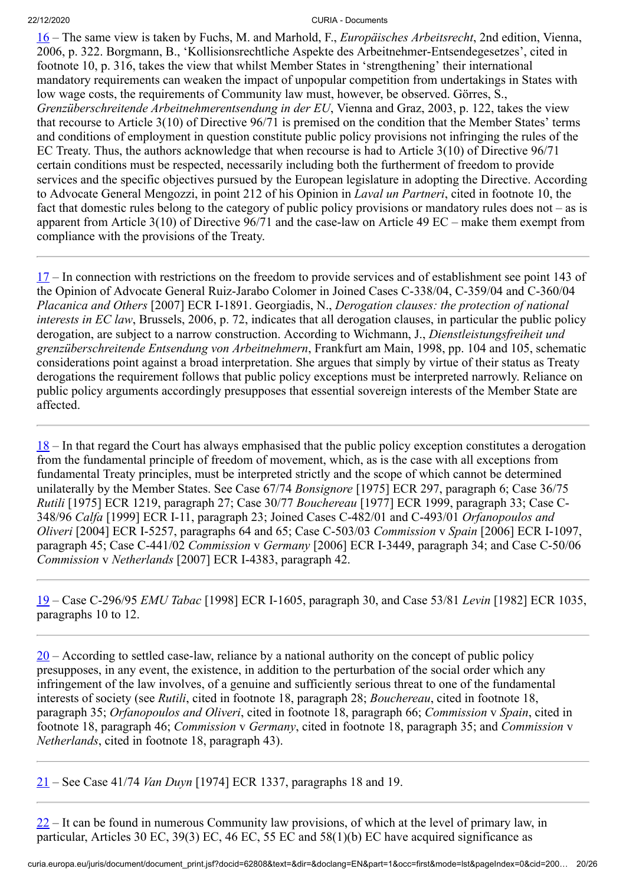16 – The same view is taken by Fuchs, M. and Marhold, F., *Europäisches Arbeitsrecht*, 2nd edition, Vienna, 2006, p. 322. Borgmann, B., 'Kollisionsrechtliche Aspekte des Arbeitnehmer-Entsendegesetzes', cited in footnote 10, p. 316, takes the view that whilst Member States in 'strengthening' their international mandatory requirements can weaken the impact of unpopular competition from undertakings in States with low wage costs, the requirements of Community law must, however, be observed. Görres, S., *Grenzüberschreitende Arbeitnehmerentsendung in der EU*, Vienna and Graz, 2003, p. 122, takes the view that recourse to Article 3(10) of Directive 96/71 is premised on the condition that the Member States' terms and conditions of employment in question constitute public policy provisions not infringing the rules of the EC Treaty. Thus, the authors acknowledge that when recourse is had to Article 3(10) of Directive 96/71 certain conditions must be respected, necessarily including both the furtherment of freedom to provide services and the specific objectives pursued by the European legislature in adopting the Directive. According to Advocate General Mengozzi, in point 212 of his Opinion in *Laval un Partneri*, cited in footnote 10, the fact that domestic rules belong to the category of public policy provisions or mandatory rules does not – as is apparent from Article 3(10) of Directive 96/71 and the case-law on Article 49 EC – make them exempt from compliance with the provisions of the Treaty.

---

17 – In connection with restrictions on the freedom to provide services and of establishment see point 143 of the Opinion of Advocate General Ruiz-Jarabo Colomer in Joined Cases C-338/04, C-359/04 and C-360/04 *Placanica and Others* [2007] ECR I-1891. Georgiadis, N., *Derogation clauses: the protection of national interests in EC law*, Brussels, 2006, p. 72, indicates that all derogation clauses, in particular the public policy derogation, are subject to a narrow construction. According to Wichmann, J., *Dienstleistungsfreiheit und grenzüberschreitende Entsendung von Arbeitnehmern*, Frankfurt am Main, 1998, pp. 104 and 105, schematic considerations point against a broad interpretation. She argues that simply by virtue of their status as Treaty derogations the requirement follows that public policy exceptions must be interpreted narrowly. Reliance on public policy arguments accordingly presupposes that essential sovereign interests of the Member State are affected.

---

18 – In that regard the Court has always emphasised that the public policy exception constitutes a derogation from the fundamental principle of freedom of movement, which, as is the case with all exceptions from fundamental Treaty principles, must be interpreted strictly and the scope of which cannot be determined unilaterally by the Member States. See Case 67/74 *Bonsignore* [1975] ECR 297, paragraph 6; Case 36/75 *Rutili* [1975] ECR 1219, paragraph 27; Case 30/77 *Bouchereau* [1977] ECR 1999, paragraph 33; Case C-348/96 *Calfa* [1999] ECR I-11, paragraph 23; Joined Cases C-482/01 and C-493/01 *Orfanopoulos and Oliveri* [2004] ECR I-5257, paragraphs 64 and 65; Case C-503/03 *Commission* v *Spain* [2006] ECR I-1097, paragraph 45; Case C-441/02 *Commission* v *Germany* [2006] ECR I-3449, paragraph 34; and Case C-50/06 *Commission* v *Netherlands* [2007] ECR I-4383, paragraph 42.

---

19 – Case C-296/95 *EMU Tabac* [1998] ECR I-1605, paragraph 30, and Case 53/81 *Levin* [1982] ECR 1035, paragraphs 10 to 12.

---

20 – According to settled case-law, reliance by a national authority on the concept of public policy presupposes, in any event, the existence, in addition to the perturbation of the social order which any infringement of the law involves, of a genuine and sufficiently serious threat to one of the fundamental interests of society (see *Rutili*, cited in footnote 18, paragraph 28; *Bouchereau*, cited in footnote 18, paragraph 35; *Orfanopoulos and Oliveri*, cited in footnote 18, paragraph 66; *Commission* v *Spain*, cited in footnote 18, paragraph 46; *Commission* v *Germany*, cited in footnote 18, paragraph 35; and *Commission* v *Netherlands*, cited in footnote 18, paragraph 43).

---

21 – See Case 41/74 *Van Duyn* [1974] ECR 1337, paragraphs 18 and 19.

---

22 – It can be found in numerous Community law provisions, of which at the level of primary law, in particular, Articles 30 EC, 39(3) EC, 46 EC, 55 EC and 58(1)(b) EC have acquired significance as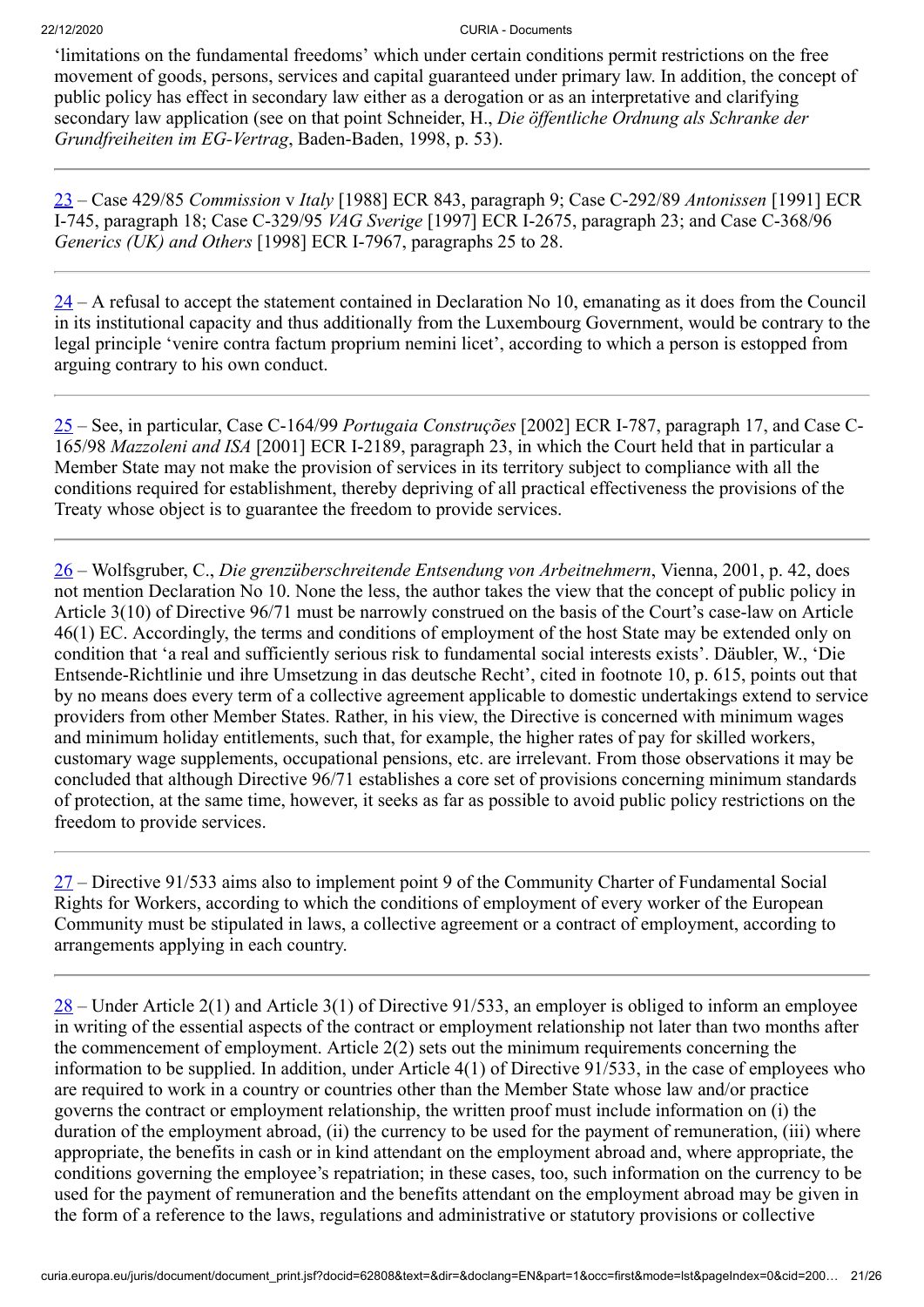'limitations on the fundamental freedoms' which under certain conditions permit restrictions on the free movement of goods, persons, services and capital guaranteed under primary law. In addition, the concept of public policy has effect in secondary law either as a derogation or as an interpretative and clarifying secondary law application (see on that point Schneider, H., *Die öffentliche Ordnung als Schranke der Grundfreiheiten im EG-Vertrag*, Baden-Baden, 1998, p. 53).

---

23 – Case 429/85 *Commission* v *Italy* [1988] ECR 843, paragraph 9; Case C-292/89 *Antonissen* [1991] ECR I-745, paragraph 18; Case C-329/95 *VAG Sverige* [1997] ECR I-2675, paragraph 23; and Case C-368/96 *Generics (UK) and Others* [1998] ECR I-7967, paragraphs 25 to 28.

---

24 – A refusal to accept the statement contained in Declaration No 10, emanating as it does from the Council in its institutional capacity and thus additionally from the Luxembourg Government, would be contrary to the legal principle 'venire contra factum proprium nemini licet', according to which a person is estopped from arguing contrary to his own conduct.

---

25 – See, in particular, Case C-164/99 *Portugaia Construções* [2002] ECR I-787, paragraph 17, and Case C-165/98 *Mazzoleni and ISA* [2001] ECR I-2189, paragraph 23, in which the Court held that in particular a Member State may not make the provision of services in its territory subject to compliance with all the conditions required for establishment, thereby depriving of all practical effectiveness the provisions of the Treaty whose object is to guarantee the freedom to provide services.

---

26 – Wolfsgruber, C., *Die grenzüberschreitende Entsendung von Arbeitnehmern*, Vienna, 2001, p. 42, does not mention Declaration No 10. None the less, the author takes the view that the concept of public policy in Article 3(10) of Directive 96/71 must be narrowly construed on the basis of the Court's case-law on Article 46(1) EC. Accordingly, the terms and conditions of employment of the host State may be extended only on condition that 'a real and sufficiently serious risk to fundamental social interests exists'. Däubler, W., 'Die Entsende-Richtlinie und ihre Umsetzung in das deutsche Recht', cited in footnote 10, p. 615, points out that by no means does every term of a collective agreement applicable to domestic undertakings extend to service providers from other Member States. Rather, in his view, the Directive is concerned with minimum wages and minimum holiday entitlements, such that, for example, the higher rates of pay for skilled workers, customary wage supplements, occupational pensions, etc. are irrelevant. From those observations it may be concluded that although Directive 96/71 establishes a core set of provisions concerning minimum standards of protection, at the same time, however, it seeks as far as possible to avoid public policy restrictions on the freedom to provide services.

---

27 – Directive 91/533 aims also to implement point 9 of the Community Charter of Fundamental Social Rights for Workers, according to which the conditions of employment of every worker of the European Community must be stipulated in laws, a collective agreement or a contract of employment, according to arrangements applying in each country.

---

28 – Under Article 2(1) and Article 3(1) of Directive 91/533, an employer is obliged to inform an employee in writing of the essential aspects of the contract or employment relationship not later than two months after the commencement of employment. Article 2(2) sets out the minimum requirements concerning the information to be supplied. In addition, under Article 4(1) of Directive 91/533, in the case of employees who are required to work in a country or countries other than the Member State whose law and/or practice governs the contract or employment relationship, the written proof must include information on (i) the duration of the employment abroad, (ii) the currency to be used for the payment of remuneration, (iii) where appropriate, the benefits in cash or in kind attendant on the employment abroad and, where appropriate, the conditions governing the employee's repatriation; in these cases, too, such information on the currency to be used for the payment of remuneration and the benefits attendant on the employment abroad may be given in the form of a reference to the laws, regulations and administrative or statutory provisions or collective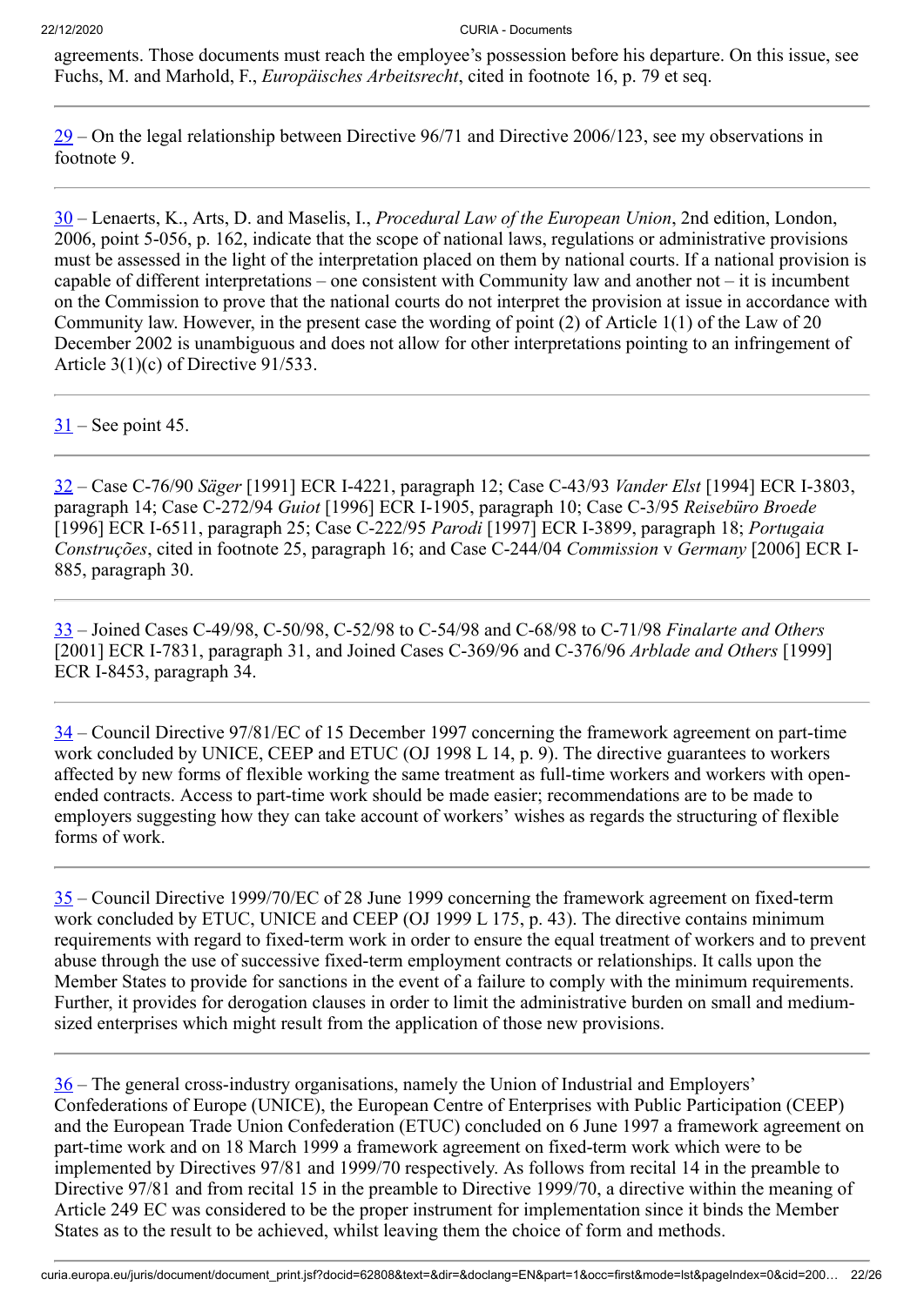agreements. Those documents must reach the employee's possession before his departure. On this issue, see Fuchs, M. and Marhold, F., *Europäisches Arbeitsrecht*, cited in footnote 16, p. 79 et seq.

---

29 – On the legal relationship between Directive 96/71 and Directive 2006/123, see my observations in footnote 9.

---

30 – Lenaerts, K., Arts, D. and Maselis, I., *Procedural Law of the European Union*, 2nd edition, London, 2006, point 5-056, p. 162, indicate that the scope of national laws, regulations or administrative provisions must be assessed in the light of the interpretation placed on them by national courts. If a national provision is capable of different interpretations – one consistent with Community law and another not – it is incumbent on the Commission to prove that the national courts do not interpret the provision at issue in accordance with Community law. However, in the present case the wording of point (2) of Article 1(1) of the Law of 20 December 2002 is unambiguous and does not allow for other interpretations pointing to an infringement of Article 3(1)(c) of Directive 91/533.

---

31 – See point 45.

---

32 – Case C-76/90 *Säger* [1991] ECR I-4221, paragraph 12; Case C-43/93 *Vander Elst* [1994] ECR I-3803, paragraph 14; Case C-272/94 *Guiot* [1996] ECR I-1905, paragraph 10; Case C-3/95 *Reisebüro Broede* [1996] ECR I-6511, paragraph 25; Case C-222/95 *Parodi* [1997] ECR I-3899, paragraph 18; *Portugaia Construções*, cited in footnote 25, paragraph 16; and Case C-244/04 *Commission* v *Germany* [2006] ECR I-885, paragraph 30.

---

33 – Joined Cases C-49/98, C-50/98, C-52/98 to C-54/98 and C-68/98 to C-71/98 *Finalarte and Others* [2001] ECR I-7831, paragraph 31, and Joined Cases C-369/96 and C-376/96 *Arblade and Others* [1999] ECR I-8453, paragraph 34.

---

34 – Council Directive 97/81/EC of 15 December 1997 concerning the framework agreement on part-time work concluded by UNICE, CEEP and ETUC (OJ 1998 L 14, p. 9). The directive guarantees to workers affected by new forms of flexible working the same treatment as full-time workers and workers with open-ended contracts. Access to part-time work should be made easier; recommendations are to be made to employers suggesting how they can take account of workers' wishes as regards the structuring of flexible forms of work.

---

35 – Council Directive 1999/70/EC of 28 June 1999 concerning the framework agreement on fixed-term work concluded by ETUC, UNICE and CEEP (OJ 1999 L 175, p. 43). The directive contains minimum requirements with regard to fixed-term work in order to ensure the equal treatment of workers and to prevent abuse through the use of successive fixed-term employment contracts or relationships. It calls upon the Member States to provide for sanctions in the event of a failure to comply with the minimum requirements. Further, it provides for derogation clauses in order to limit the administrative burden on small and medium-sized enterprises which might result from the application of those new provisions.

---

36 – The general cross-industry organisations, namely the Union of Industrial and Employers' Confederations of Europe (UNICE), the European Centre of Enterprises with Public Participation (CEEP) and the European Trade Union Confederation (ETUC) concluded on 6 June 1997 a framework agreement on part-time work and on 18 March 1999 a framework agreement on fixed-term work which were to be implemented by Directives 97/81 and 1999/70 respectively. As follows from recital 14 in the preamble to Directive 97/81 and from recital 15 in the preamble to Directive 1999/70, a directive within the meaning of Article 249 EC was considered to be the proper instrument for implementation since it binds the Member States as to the result to be achieved, whilst leaving them the choice of form and methods.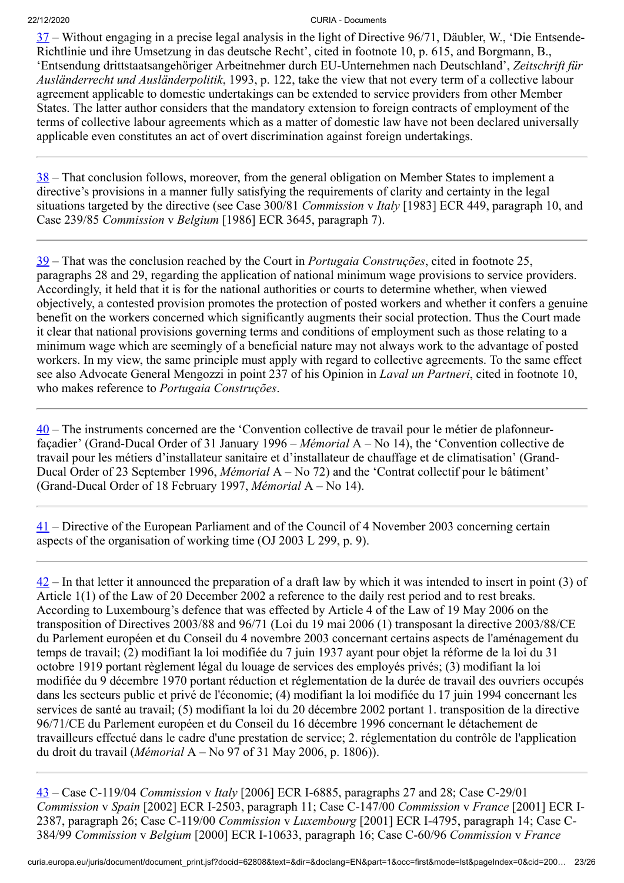37 – Without engaging in a precise legal analysis in the light of Directive 96/71, Däubler, W., 'Die Entsende-Richtlinie und ihre Umsetzung in das deutsche Recht', cited in footnote 10, p. 615, and Borgmann, B., 'Entsendung drittstaatsangehöriger Arbeitnehmer durch EU-Unternehmen nach Deutschland', *Zeitschrift für Ausländerrecht und Ausländerpolitik*, 1993, p. 122, take the view that not every term of a collective labour agreement applicable to domestic undertakings can be extended to service providers from other Member States. The latter author considers that the mandatory extension to foreign contracts of employment of the terms of collective labour agreements which as a matter of domestic law have not been declared universally applicable even constitutes an act of overt discrimination against foreign undertakings.

---

38 – That conclusion follows, moreover, from the general obligation on Member States to implement a directive's provisions in a manner fully satisfying the requirements of clarity and certainty in the legal situations targeted by the directive (see Case 300/81 *Commission* v *Italy* [1983] ECR 449, paragraph 10, and Case 239/85 *Commission* v *Belgium* [1986] ECR 3645, paragraph 7).

---

39 – That was the conclusion reached by the Court in *Portugaia Construções*, cited in footnote 25, paragraphs 28 and 29, regarding the application of national minimum wage provisions to service providers. Accordingly, it held that it is for the national authorities or courts to determine whether, when viewed objectively, a contested provision promotes the protection of posted workers and whether it confers a genuine benefit on the workers concerned which significantly augments their social protection. Thus the Court made it clear that national provisions governing terms and conditions of employment such as those relating to a minimum wage which are seemingly of a beneficial nature may not always work to the advantage of posted workers. In my view, the same principle must apply with regard to collective agreements. To the same effect see also Advocate General Mengozzi in point 237 of his Opinion in *Laval un Partneri*, cited in footnote 10, who makes reference to *Portugaia Construções*.

---

40 – The instruments concerned are the 'Convention collective de travail pour le métier de plafonneur-façadier' (Grand-Ducal Order of 31 January 1996 – *Mémorial* A – No 14), the 'Convention collective de travail pour les métiers d'installateur sanitaire et d'installateur de chauffage et de climatisation' (Grand-Ducal Order of 23 September 1996, *Mémorial* A – No 72) and the 'Contrat collectif pour le bâtiment' (Grand-Ducal Order of 18 February 1997, *Mémorial* A – No 14).

---

41 – Directive of the European Parliament and of the Council of 4 November 2003 concerning certain aspects of the organisation of working time (OJ 2003 L 299, p. 9).

---

42 – In that letter it announced the preparation of a draft law by which it was intended to insert in point (3) of Article 1(1) of the Law of 20 December 2002 a reference to the daily rest period and to rest breaks. According to Luxembourg's defence that was effected by Article 4 of the Law of 19 May 2006 on the transposition of Directives 2003/88 and 96/71 (Loi du 19 mai 2006 (1) transposant la directive 2003/88/CE du Parlement européen et du Conseil du 4 novembre 2003 concernant certains aspects de l'aménagement du temps de travail; (2) modifiant la loi modifiée du 7 juin 1937 ayant pour objet la réforme de la loi du 31 octobre 1919 portant règlement légal du louage de services des employés privés; (3) modifiant la loi modifiée du 9 décembre 1970 portant réduction et réglementation de la durée de travail des ouvriers occupés dans les secteurs public et privé de l'économie; (4) modifiant la loi modifiée du 17 juin 1994 concernant les services de santé au travail; (5) modifiant la loi du 20 décembre 2002 portant 1. transposition de la directive 96/71/CE du Parlement européen et du Conseil du 16 décembre 1996 concernant le détachement de travailleurs effectué dans le cadre d'une prestation de service; 2. réglementation du contrôle de l'application du droit du travail (*Mémorial* A – No 97 of 31 May 2006, p. 1806)).

---

43 – Case C-119/04 *Commission* v *Italy* [2006] ECR I-6885, paragraphs 27 and 28; Case C-29/01 *Commission* v *Spain* [2002] ECR I-2503, paragraph 11; Case C-147/00 *Commission* v *France* [2001] ECR I-2387, paragraph 26; Case C-119/00 *Commission* v *Luxembourg* [2001] ECR I-4795, paragraph 14; Case C-384/99 *Commission* v *Belgium* [2000] ECR I-10633, paragraph 16; Case C-60/96 *Commission* v *France*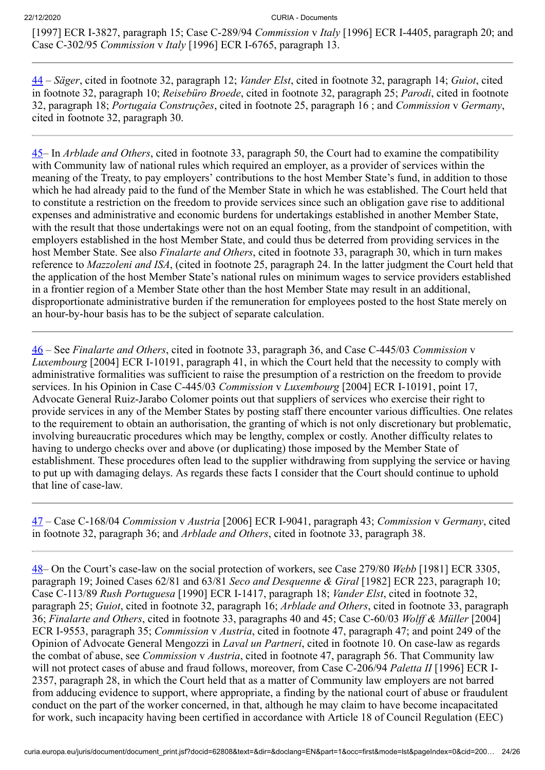[1997] ECR I-3827, paragraph 15; Case C-289/94 *Commission* v *Italy* [1996] ECR I-4405, paragraph 20; and Case C-302/95 *Commission* v *Italy* [1996] ECR I-6765, paragraph 13.

---

44 – *Säger*, cited in footnote 32, paragraph 12; *Vander Elst*, cited in footnote 32, paragraph 14; *Guiot*, cited in footnote 32, paragraph 10; *Reisebüro Broede*, cited in footnote 32, paragraph 25; *Parodi*, cited in footnote 32, paragraph 18; *Portugaia Construções*, cited in footnote 25, paragraph 16 ; and *Commission* v *Germany*, cited in footnote 32, paragraph 30.

---

45– In *Arblade and Others*, cited in footnote 33, paragraph 50, the Court had to examine the compatibility with Community law of national rules which required an employer, as a provider of services within the meaning of the Treaty, to pay employers' contributions to the host Member State's fund, in addition to those which he had already paid to the fund of the Member State in which he was established. The Court held that to constitute a restriction on the freedom to provide services since such an obligation gave rise to additional expenses and administrative and economic burdens for undertakings established in another Member State, with the result that those undertakings were not on an equal footing, from the standpoint of competition, with employers established in the host Member State, and could thus be deterred from providing services in the host Member State. See also *Finalarte and Others*, cited in footnote 33, paragraph 30, which in turn makes reference to *Mazzoleni and ISA*, (cited in footnote 25, paragraph 24. In the latter judgment the Court held that the application of the host Member State's national rules on minimum wages to service providers established in a frontier region of a Member State other than the host Member State may result in an additional, disproportionate administrative burden if the remuneration for employees posted to the host State merely on an hour-by-hour basis has to be the subject of separate calculation.

---

46 – See *Finalarte and Others*, cited in footnote 33, paragraph 36, and Case C-445/03 *Commission* v *Luxembourg* [2004] ECR I-10191, paragraph 41, in which the Court held that the necessity to comply with administrative formalities was sufficient to raise the presumption of a restriction on the freedom to provide services. In his Opinion in Case C-445/03 *Commission* v *Luxembourg* [2004] ECR I-10191, point 17, Advocate General Ruiz-Jarabo Colomer points out that suppliers of services who exercise their right to provide services in any of the Member States by posting staff there encounter various difficulties. One relates to the requirement to obtain an authorisation, the granting of which is not only discretionary but problematic, involving bureaucratic procedures which may be lengthy, complex or costly. Another difficulty relates to having to undergo checks over and above (or duplicating) those imposed by the Member State of establishment. These procedures often lead to the supplier withdrawing from supplying the service or having to put up with damaging delays. As regards these facts I consider that the Court should continue to uphold that line of case-law.

---

47 – Case C-168/04 *Commission* v *Austria* [2006] ECR I-9041, paragraph 43; *Commission* v *Germany*, cited in footnote 32, paragraph 36; and *Arblade and Others*, cited in footnote 33, paragraph 38.

---

48– On the Court's case-law on the social protection of workers, see Case 279/80 *Webb* [1981] ECR 3305, paragraph 19; Joined Cases 62/81 and 63/81 *Seco and Desquenne & Giral* [1982] ECR 223, paragraph 10; Case C-113/89 *Rush Portuguesa* [1990] ECR I-1417, paragraph 18; *Vander Elst*, cited in footnote 32, paragraph 25; *Guiot*, cited in footnote 32, paragraph 16; *Arblade and Others*, cited in footnote 33, paragraph 36; *Finalarte and Others*, cited in footnote 33, paragraphs 40 and 45; Case C-60/03 *Wolff & Müller* [2004] ECR I-9553, paragraph 35; *Commission* v *Austria*, cited in footnote 47, paragraph 47; and point 249 of the Opinion of Advocate General Mengozzi in *Laval un Partneri*, cited in footnote 10. On case-law as regards the combat of abuse, see *Commission* v *Austria*, cited in footnote 47, paragraph 56. That Community law will not protect cases of abuse and fraud follows, moreover, from Case C-206/94 *Paletta II* [1996] ECR I-2357, paragraph 28, in which the Court held that as a matter of Community law employers are not barred from adducing evidence to support, where appropriate, a finding by the national court of abuse or fraudulent conduct on the part of the worker concerned, in that, although he may claim to have become incapacitated for work, such incapacity having been certified in accordance with Article 18 of Council Regulation (EEC)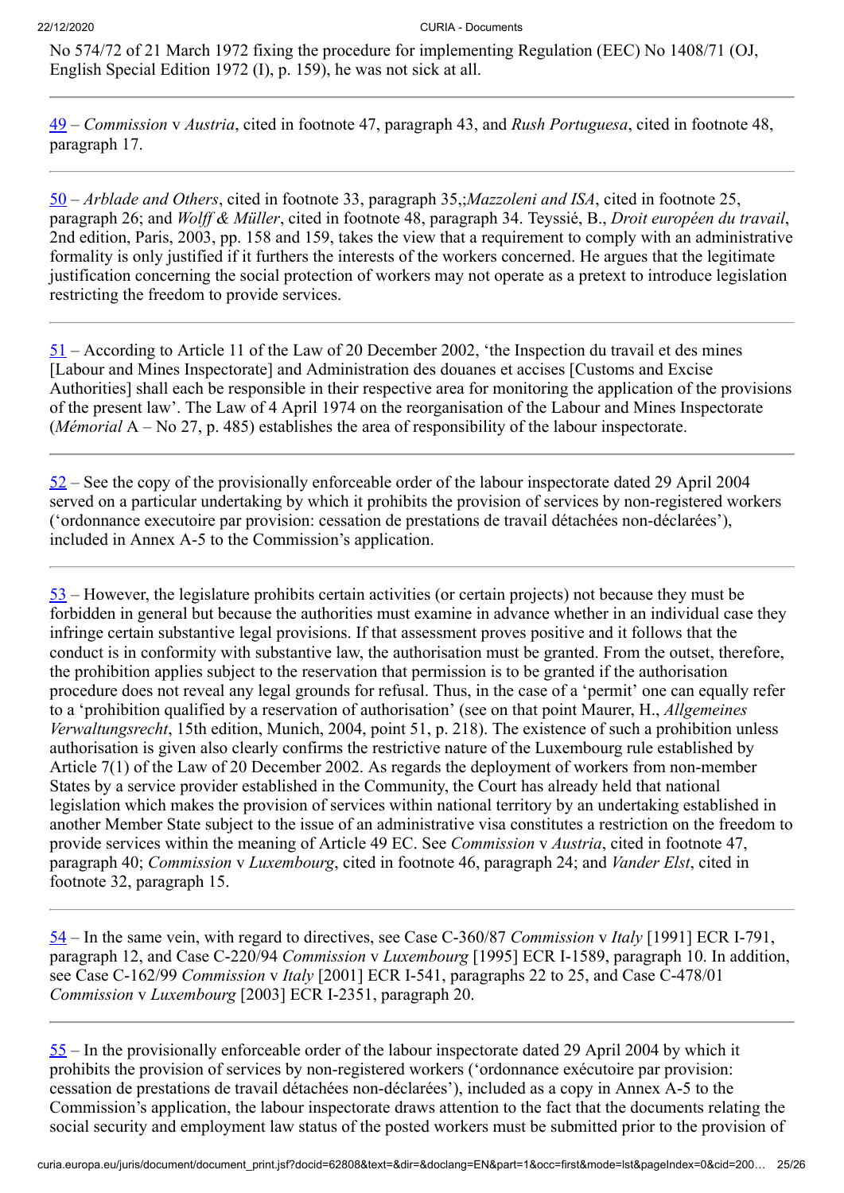No 574/72 of 21 March 1972 fixing the procedure for implementing Regulation (EEC) No 1408/71 (OJ, English Special Edition 1972 (I), p. 159), he was not sick at all.

---

49 – *Commission* v *Austria*, cited in footnote 47, paragraph 43, and *Rush Portuguesa*, cited in footnote 48, paragraph 17.

---

50 – *Arblade and Others*, cited in footnote 33, paragraph 35,;*Mazzoleni and ISA*, cited in footnote 25, paragraph 26; and *Wolff & Müller*, cited in footnote 48, paragraph 34. Teyssié, B., *Droit européen du travail*, 2nd edition, Paris, 2003, pp. 158 and 159, takes the view that a requirement to comply with an administrative formality is only justified if it furthers the interests of the workers concerned. He argues that the legitimate justification concerning the social protection of workers may not operate as a pretext to introduce legislation restricting the freedom to provide services.

---

51 – According to Article 11 of the Law of 20 December 2002, 'the Inspection du travail et des mines [Labour and Mines Inspectorate] and Administration des douanes et accises [Customs and Excise Authorities] shall each be responsible in their respective area for monitoring the application of the provisions of the present law'. The Law of 4 April 1974 on the reorganisation of the Labour and Mines Inspectorate (*Mémorial* A – No 27, p. 485) establishes the area of responsibility of the labour inspectorate.

---

52 – See the copy of the provisionally enforceable order of the labour inspectorate dated 29 April 2004 served on a particular undertaking by which it prohibits the provision of services by non-registered workers ('ordonnance executoire par provision: cessation de prestations de travail détachées non-déclarées'), included in Annex A-5 to the Commission's application.

---

53 – However, the legislature prohibits certain activities (or certain projects) not because they must be forbidden in general but because the authorities must examine in advance whether in an individual case they infringe certain substantive legal provisions. If that assessment proves positive and it follows that the conduct is in conformity with substantive law, the authorisation must be granted. From the outset, therefore, the prohibition applies subject to the reservation that permission is to be granted if the authorisation procedure does not reveal any legal grounds for refusal. Thus, in the case of a 'permit' one can equally refer to a 'prohibition qualified by a reservation of authorisation' (see on that point Maurer, H., *Allgemeines Verwaltungsrecht*, 15th edition, Munich, 2004, point 51, p. 218). The existence of such a prohibition unless authorisation is given also clearly confirms the restrictive nature of the Luxembourg rule established by Article 7(1) of the Law of 20 December 2002. As regards the deployment of workers from non-member States by a service provider established in the Community, the Court has already held that national legislation which makes the provision of services within national territory by an undertaking established in another Member State subject to the issue of an administrative visa constitutes a restriction on the freedom to provide services within the meaning of Article 49 EC. See *Commission* v *Austria*, cited in footnote 47, paragraph 40; *Commission* v *Luxembourg*, cited in footnote 46, paragraph 24; and *Vander Elst*, cited in footnote 32, paragraph 15.

---

54 – In the same vein, with regard to directives, see Case C-360/87 *Commission* v *Italy* [1991] ECR I-791, paragraph 12, and Case C-220/94 *Commission* v *Luxembourg* [1995] ECR I-1589, paragraph 10. In addition, see Case C-162/99 *Commission* v *Italy* [2001] ECR I-541, paragraphs 22 to 25, and Case C-478/01 *Commission* v *Luxembourg* [2003] ECR I-2351, paragraph 20.

---

55 – In the provisionally enforceable order of the labour inspectorate dated 29 April 2004 by which it prohibits the provision of services by non-registered workers ('ordonnance exécutoire par provision: cessation de prestations de travail détachées non-déclarées'), included as a copy in Annex A-5 to the Commission's application, the labour inspectorate draws attention to the fact that the documents relating the social security and employment law status of the posted workers must be submitted prior to the provision of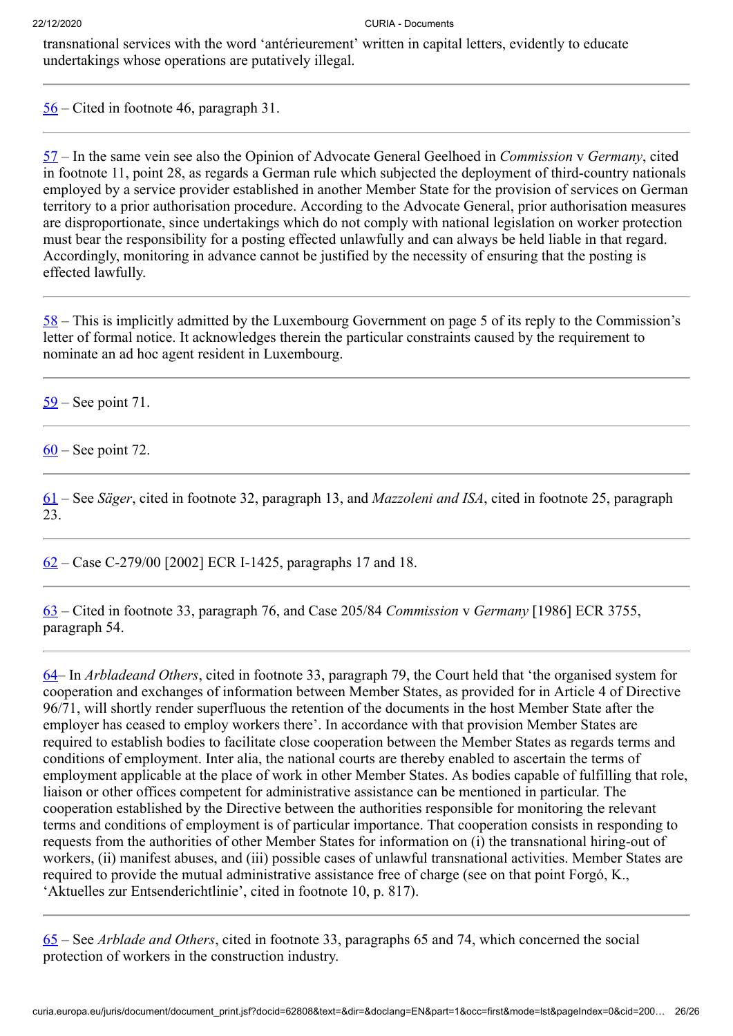transnational services with the word 'antérieurement' written in capital letters, evidently to educate undertakings whose operations are putatively illegal.

---

56 – Cited in footnote 46, paragraph 31.

---

57 – In the same vein see also the Opinion of Advocate General Geelhoed in *Commission* v *Germany*, cited in footnote 11, point 28, as regards a German rule which subjected the deployment of third-country nationals employed by a service provider established in another Member State for the provision of services on German territory to a prior authorisation procedure. According to the Advocate General, prior authorisation measures are disproportionate, since undertakings which do not comply with national legislation on worker protection must bear the responsibility for a posting effected unlawfully and can always be held liable in that regard. Accordingly, monitoring in advance cannot be justified by the necessity of ensuring that the posting is effected lawfully.

---

58 – This is implicitly admitted by the Luxembourg Government on page 5 of its reply to the Commission's letter of formal notice. It acknowledges therein the particular constraints caused by the requirement to nominate an ad hoc agent resident in Luxembourg.

---

59 – See point 71.

---

60 – See point 72.

---

61 – See *Säger*, cited in footnote 32, paragraph 13, and *Mazzoleni and ISA*, cited in footnote 25, paragraph 23.

---

62 – Case C-279/00 [2002] ECR I-1425, paragraphs 17 and 18.

---

63 – Cited in footnote 33, paragraph 76, and Case 205/84 *Commission* v *Germany* [1986] ECR 3755, paragraph 54.

---

64– In *Arbladeand Others*, cited in footnote 33, paragraph 79, the Court held that 'the organised system for cooperation and exchanges of information between Member States, as provided for in Article 4 of Directive 96/71, will shortly render superfluous the retention of the documents in the host Member State after the employer has ceased to employ workers there'. In accordance with that provision Member States are required to establish bodies to facilitate close cooperation between the Member States as regards terms and conditions of employment. Inter alia, the national courts are thereby enabled to ascertain the terms of employment applicable at the place of work in other Member States. As bodies capable of fulfilling that role, liaison or other offices competent for administrative assistance can be mentioned in particular. The cooperation established by the Directive between the authorities responsible for monitoring the relevant terms and conditions of employment is of particular importance. That cooperation consists in responding to requests from the authorities of other Member States for information on (i) the transnational hiring-out of workers, (ii) manifest abuses, and (iii) possible cases of unlawful transnational activities. Member States are required to provide the mutual administrative assistance free of charge (see on that point Forgó, K., 'Aktuelles zur Entsenderichtlinie', cited in footnote 10, p. 817).

---

65 – See *Arblade and Others*, cited in footnote 33, paragraphs 65 and 74, which concerned the social protection of workers in the construction industry.